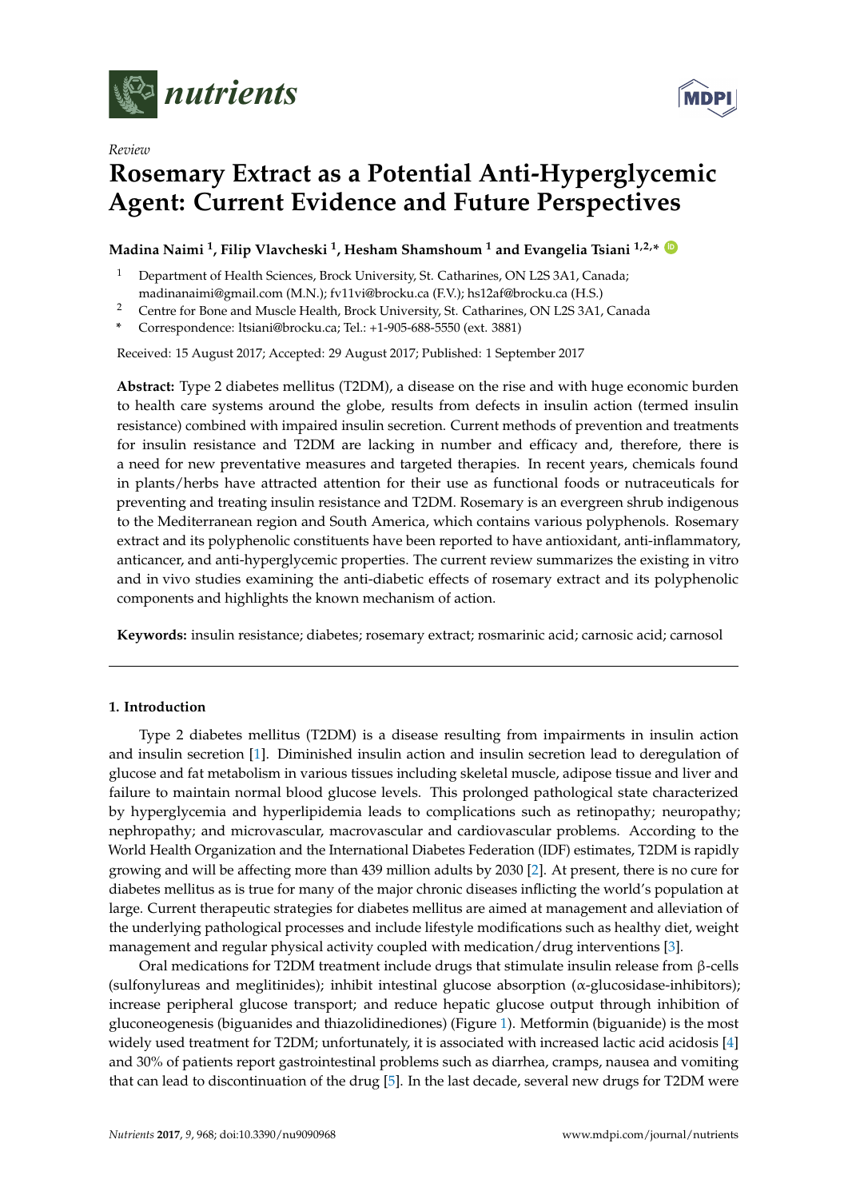*Review*

# Rosemary Extract as a Potential Anti-Hyperglycemic Agent: Current Evidence and Future Perspectives

**Madina Naimi [1], Filip Vlavcheski [1], Hesham Shamshoum [1] and Evangelia Tsiani [1,2,*]**

[1] Department of Health Sciences, Brock University, St. Catharines, ON L2S 3A1, Canada; madinanaimi@gmail.com (M.N.); fv11vi@brocku.ca (F.V.); hs12af@brocku.ca (H.S.)

[2] Centre for Bone and Muscle Health, Brock University, St. Catharines, ON L2S 3A1, Canada

[*] Correspondence: ltsiani@brocku.ca; Tel.: +1-905-688-5550 (ext. 3881)

Received: 15 August 2017; Accepted: 29 August 2017; Published: 1 September 2017

**Abstract:** Type 2 diabetes mellitus (T2DM), a disease on the rise and with huge economic burden to health care systems around the globe, results from defects in insulin action (termed insulin resistance) combined with impaired insulin secretion. Current methods of prevention and treatments for insulin resistance and T2DM are lacking in number and efficacy and, therefore, there is a need for new preventative measures and targeted therapies. In recent years, chemicals found in plants/herbs have attracted attention for their use as functional foods or nutraceuticals for preventing and treating insulin resistance and T2DM. Rosemary is an evergreen shrub indigenous to the Mediterranean region and South America, which contains various polyphenols. Rosemary extract and its polyphenolic constituents have been reported to have antioxidant, anti-inflammatory, anticancer, and anti-hyperglycemic properties. The current review summarizes the existing in vitro and in vivo studies examining the anti-diabetic effects of rosemary extract and its polyphenolic components and highlights the known mechanism of action.

**Keywords:** insulin resistance; diabetes; rosemary extract; rosmarinic acid; carnosic acid; carnosol

## 1. Introduction

Type 2 diabetes mellitus (T2DM) is a disease resulting from impairments in insulin action and insulin secretion [1]. Diminished insulin action and insulin secretion lead to deregulation of glucose and fat metabolism in various tissues including skeletal muscle, adipose tissue and liver and failure to maintain normal blood glucose levels. This prolonged pathological state characterized by hyperglycemia and hyperlipidemia leads to complications such as retinopathy; neuropathy; nephropathy; and microvascular, macrovascular and cardiovascular problems. According to the World Health Organization and the International Diabetes Federation (IDF) estimates, T2DM is rapidly growing and will be affecting more than 439 million adults by 2030 [2]. At present, there is no cure for diabetes mellitus as is true for many of the major chronic diseases inflicting the world's population at large. Current therapeutic strategies for diabetes mellitus are aimed at management and alleviation of the underlying pathological processes and include lifestyle modifications such as healthy diet, weight management and regular physical activity coupled with medication/drug interventions [3].

Oral medications for T2DM treatment include drugs that stimulate insulin release from β-cells (sulfonylureas and meglitinides); inhibit intestinal glucose absorption (α-glucosidase-inhibitors); increase peripheral glucose transport; and reduce hepatic glucose output through inhibition of gluconeogenesis (biguanides and thiazolidinediones) (Figure 1). Metformin (biguanide) is the most widely used treatment for T2DM; unfortunately, it is associated with increased lactic acid acidosis [4] and 30% of patients report gastrointestinal problems such as diarrhea, cramps, nausea and vomiting that can lead to discontinuation of the drug [5]. In the last decade, several new drugs for T2DM were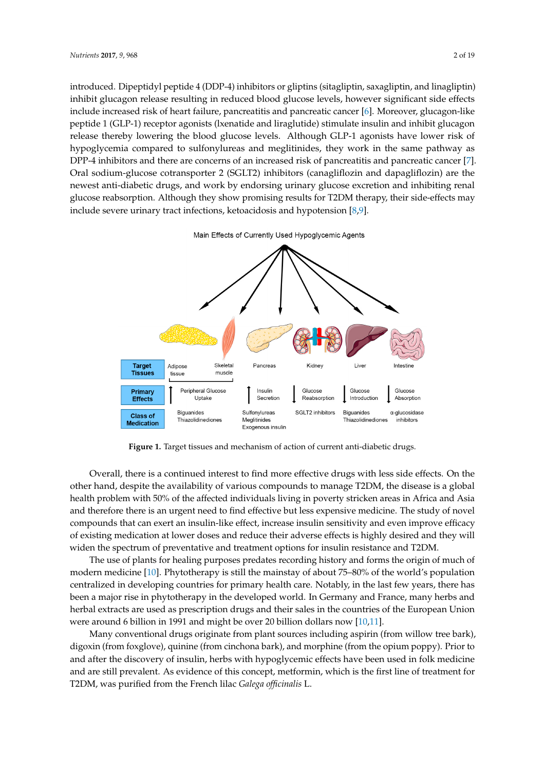introduced. Dipeptidyl peptide 4 (DDP-4) inhibitors or gliptins (sitagliptin, saxagliptin, and linagliptin) inhibit glucagon release resulting in reduced blood glucose levels, however significant side effects include increased risk of heart failure, pancreatitis and pancreatic cancer [6]. Moreover, glucagon-like peptide 1 (GLP-1) receptor agonists (lxenatide and liraglutide) stimulate insulin and inhibit glucagon release thereby lowering the blood glucose levels. Although GLP-1 agonists have lower risk of hypoglycemia compared to sulfonylureas and meglitinides, they work in the same pathway as DPP-4 inhibitors and there are concerns of an increased risk of pancreatitis and pancreatic cancer [7]. Oral sodium-glucose cotransporter 2 (SGLT2) inhibitors (canagliflozin and dapagliflozin) are the newest anti-diabetic drugs, and work by endorsing urinary glucose excretion and inhibiting renal glucose reabsorption. Although they show promising results for T2DM therapy, their side-effects may include severe urinary tract infections, ketoacidosis and hypotension [8,9].

Main Effects of Currently Used Hypoglycemic Agents

| Target Tissues | Adipose tissue / Skeletal muscle | Pancreas | Kidney | Liver | Intestine |
|---|---|---|---|---|---|
| Primary Effects | ↑ Peripheral Glucose Uptake | ↑ Insulin Secretion | ↓ Glucose Reabsorption | ↓ Glucose Introduction | ↓ Glucose Absorption |
| Class of Medication | Biguanides, Thiazolidinediones | Sulfonylureas, Meglitinides, Exogenous insulin | SGLT2 inhibitors | Biguanides, Thiazolidinediones | α-glucosidase inhibitors |

**Figure 1.** Target tissues and mechanism of action of current anti-diabetic drugs.

Overall, there is a continued interest to find more effective drugs with less side effects. On the other hand, despite the availability of various compounds to manage T2DM, the disease is a global health problem with 50% of the affected individuals living in poverty stricken areas in Africa and Asia and therefore there is an urgent need to find effective but less expensive medicine. The study of novel compounds that can exert an insulin-like effect, increase insulin sensitivity and even improve efficacy of existing medication at lower doses and reduce their adverse effects is highly desired and they will widen the spectrum of preventative and treatment options for insulin resistance and T2DM.

The use of plants for healing purposes predates recording history and forms the origin of much of modern medicine [10]. Phytotherapy is still the mainstay of about 75–80% of the world's population centralized in developing countries for primary health care. Notably, in the last few years, there has been a major rise in phytotherapy in the developed world. In Germany and France, many herbs and herbal extracts are used as prescription drugs and their sales in the countries of the European Union were around 6 billion in 1991 and might be over 20 billion dollars now [10,11].

Many conventional drugs originate from plant sources including aspirin (from willow tree bark), digoxin (from foxglove), quinine (from cinchona bark), and morphine (from the opium poppy). Prior to and after the discovery of insulin, herbs with hypoglycemic effects have been used in folk medicine and are still prevalent. As evidence of this concept, metformin, which is the first line of treatment for T2DM, was purified from the French lilac *Galega officinalis* L.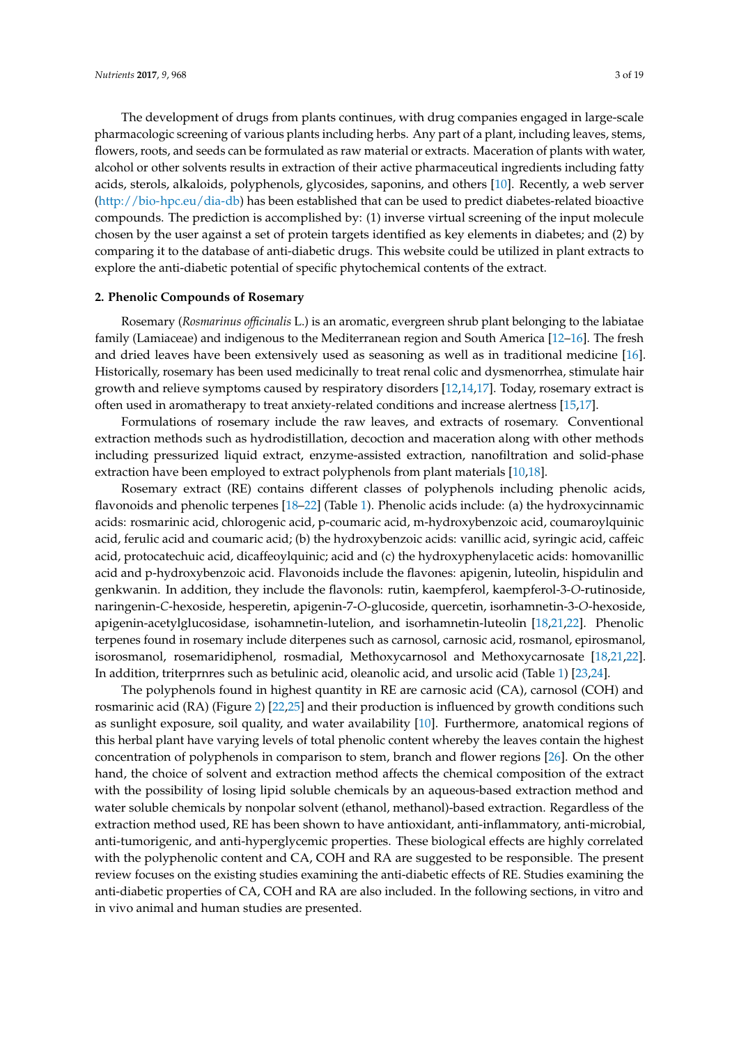The development of drugs from plants continues, with drug companies engaged in large-scale pharmacologic screening of various plants including herbs. Any part of a plant, including leaves, stems, flowers, roots, and seeds can be formulated as raw material or extracts. Maceration of plants with water, alcohol or other solvents results in extraction of their active pharmaceutical ingredients including fatty acids, sterols, alkaloids, polyphenols, glycosides, saponins, and others [10]. Recently, a web server (http://bio-hpc.eu/dia-db) has been established that can be used to predict diabetes-related bioactive compounds. The prediction is accomplished by: (1) inverse virtual screening of the input molecule chosen by the user against a set of protein targets identified as key elements in diabetes; and (2) by comparing it to the database of anti-diabetic drugs. This website could be utilized in plant extracts to explore the anti-diabetic potential of specific phytochemical contents of the extract.

## 2. Phenolic Compounds of Rosemary

Rosemary (*Rosmarinus officinalis* L.) is an aromatic, evergreen shrub plant belonging to the labiatae family (Lamiaceae) and indigenous to the Mediterranean region and South America [12–16]. The fresh and dried leaves have been extensively used as seasoning as well as in traditional medicine [16]. Historically, rosemary has been used medicinally to treat renal colic and dysmenorrhea, stimulate hair growth and relieve symptoms caused by respiratory disorders [12,14,17]. Today, rosemary extract is often used in aromatherapy to treat anxiety-related conditions and increase alertness [15,17].

Formulations of rosemary include the raw leaves, and extracts of rosemary. Conventional extraction methods such as hydrodistillation, decoction and maceration along with other methods including pressurized liquid extract, enzyme-assisted extraction, nanofiltration and solid-phase extraction have been employed to extract polyphenols from plant materials [10,18].

Rosemary extract (RE) contains different classes of polyphenols including phenolic acids, flavonoids and phenolic terpenes [18–22] (Table 1). Phenolic acids include: (a) the hydroxycinnamic acids: rosmarinic acid, chlorogenic acid, p-coumaric acid, m-hydroxybenzoic acid, coumaroylquinic acid, ferulic acid and coumaric acid; (b) the hydroxybenzoic acids: vanillic acid, syringic acid, caffeic acid, protocatechuic acid, dicaffeoylquinic; acid and (c) the hydroxyphenylacetic acids: homovanillic acid and p-hydroxybenzoic acid. Flavonoids include the flavones: apigenin, luteolin, hispidulin and genkwanin. In addition, they include the flavonols: rutin, kaempferol, kaempferol-3-*O*-rutinoside, naringenin-*C*-hexoside, hesperetin, apigenin-7-*O*-glucoside, quercetin, isorhamnetin-3-*O*-hexoside, apigenin-acetylglucosidase, isohamnetin-lutelion, and isorhamnetin-luteolin [18,21,22]. Phenolic terpenes found in rosemary include diterpenes such as carnosol, carnosic acid, rosmanol, epirosmanol, isorosmanol, rosemaridiphenol, rosmadial, Methoxycarnosol and Methoxycarnosate [18,21,22]. In addition, triterprnres such as betulinic acid, oleanolic acid, and ursolic acid (Table 1) [23,24].

The polyphenols found in highest quantity in RE are carnosic acid (CA), carnosol (COH) and rosmarinic acid (RA) (Figure 2) [22,25] and their production is influenced by growth conditions such as sunlight exposure, soil quality, and water availability [10]. Furthermore, anatomical regions of this herbal plant have varying levels of total phenolic content whereby the leaves contain the highest concentration of polyphenols in comparison to stem, branch and flower regions [26]. On the other hand, the choice of solvent and extraction method affects the chemical composition of the extract with the possibility of losing lipid soluble chemicals by an aqueous-based extraction method and water soluble chemicals by nonpolar solvent (ethanol, methanol)-based extraction. Regardless of the extraction method used, RE has been shown to have antioxidant, anti-inflammatory, anti-microbial, anti-tumorigenic, and anti-hyperglycemic properties. These biological effects are highly correlated with the polyphenolic content and CA, COH and RA are suggested to be responsible. The present review focuses on the existing studies examining the anti-diabetic effects of RE. Studies examining the anti-diabetic properties of CA, COH and RA are also included. In the following sections, in vitro and in vivo animal and human studies are presented.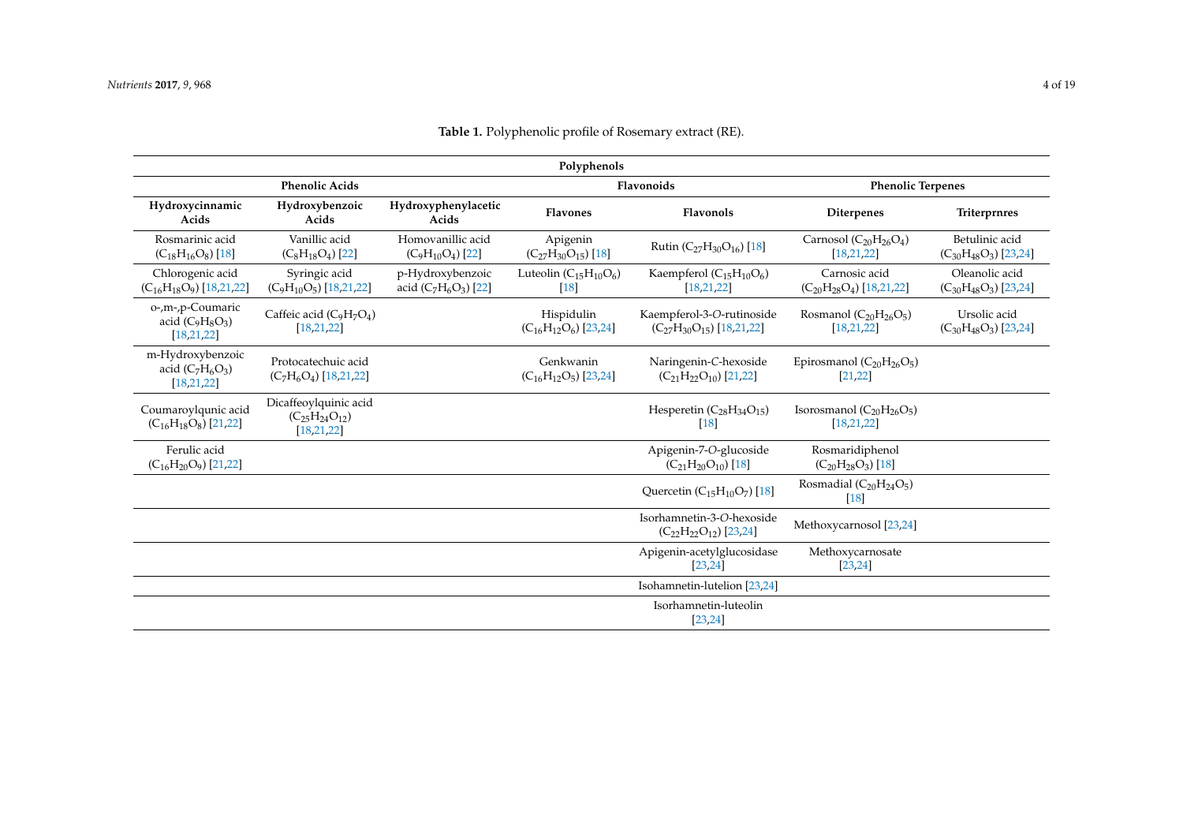**Table 1.** Polyphenolic profile of Rosemary extract (RE).

| Polyphenols | | | | | | |
|---|---|---|---|---|---|---|
| Phenolic Acids | | | Flavonoids | | Phenolic Terpenes | |
| **Hydroxycinnamic Acids** | **Hydroxybenzoic Acids** | **Hydroxyphenylacetic Acids** | **Flavones** | **Flavonols** | **Diterpenes** | **Triterprnres** |
| Rosmarinic acid ($C_{18}H_{16}O_8$) [18] | Vanillic acid ($C_8H_{18}O_4$) [22] | Homovanillic acid ($C_9H_{10}O_4$) [22] | Apigenin ($C_{27}H_{30}O_{15}$) [18] | Rutin ($C_{27}H_{30}O_{16}$) [18] | Carnosol ($C_{20}H_{26}O_4$) [18,21,22] | Betulinic acid ($C_{30}H_{48}O_3$) [23,24] |
| Chlorogenic acid ($C_{16}H_{18}O_9$) [18,21,22] | Syringic acid ($C_9H_{10}O_5$) [18,21,22] | p-Hydroxybenzoic acid ($C_7H_6O_3$) [22] | Luteolin ($C_{15}H_{10}O_6$) [18] | Kaempferol ($C_{15}H_{10}O_6$) [18,21,22] | Carnosic acid ($C_{20}H_{28}O_4$) [18,21,22] | Oleanolic acid ($C_{30}H_{48}O_3$) [23,24] |
| o-,m-,p-Coumaric acid ($C_9H_8O_3$) [18,21,22] | Caffeic acid ($C_9H_7O_4$) [18,21,22] | | Hispidulin ($C_{16}H_{12}O_6$) [23,24] | Kaempferol-3-*O*-rutinoside ($C_{27}H_{30}O_{15}$) [18,21,22] | Rosmanol ($C_{20}H_{26}O_5$) [18,21,22] | Ursolic acid ($C_{30}H_{48}O_3$) [23,24] |
| m-Hydroxybenzoic acid ($C_7H_6O_3$) [18,21,22] | Protocatechuic acid ($C_7H_6O_4$) [18,21,22] | | Genkwanin ($C_{16}H_{12}O_5$) [23,24] | Naringenin-*C*-hexoside ($C_{21}H_{22}O_{10}$) [21,22] | Epirosmanol ($C_{20}H_{26}O_5$) [21,22] | |
| Coumaroylqunic acid ($C_{16}H_{18}O_8$) [21,22] | Dicaffeoylquinic acid ($C_{25}H_{24}O_{12}$) [18,21,22] | | | Hesperetin ($C_{28}H_{34}O_{15}$) [18] | Isorosmanol ($C_{20}H_{26}O_5$) [18,21,22] | |
| Ferulic acid ($C_{16}H_{20}O_9$) [21,22] | | | | Apigenin-7-*O*-glucoside ($C_{21}H_{20}O_{10}$) [18] | Rosmaridiphenol ($C_{20}H_{28}O_3$) [18] | |
| | | | | Quercetin ($C_{15}H_{10}O_7$) [18] | Rosmadial ($C_{20}H_{24}O_5$) [18] | |
| | | | | Isorhamnetin-3-*O*-hexoside ($C_{22}H_{22}O_{12}$) [23,24] | Methoxycarnosol [23,24] | |
| | | | | Apigenin-acetylglucosidase [23,24] | Methoxycarnosate [23,24] | |
| | | | | Isohamnetin-lutelion [23,24] | | |
| | | | | Isorhamnetin-luteolin [23,24] | | |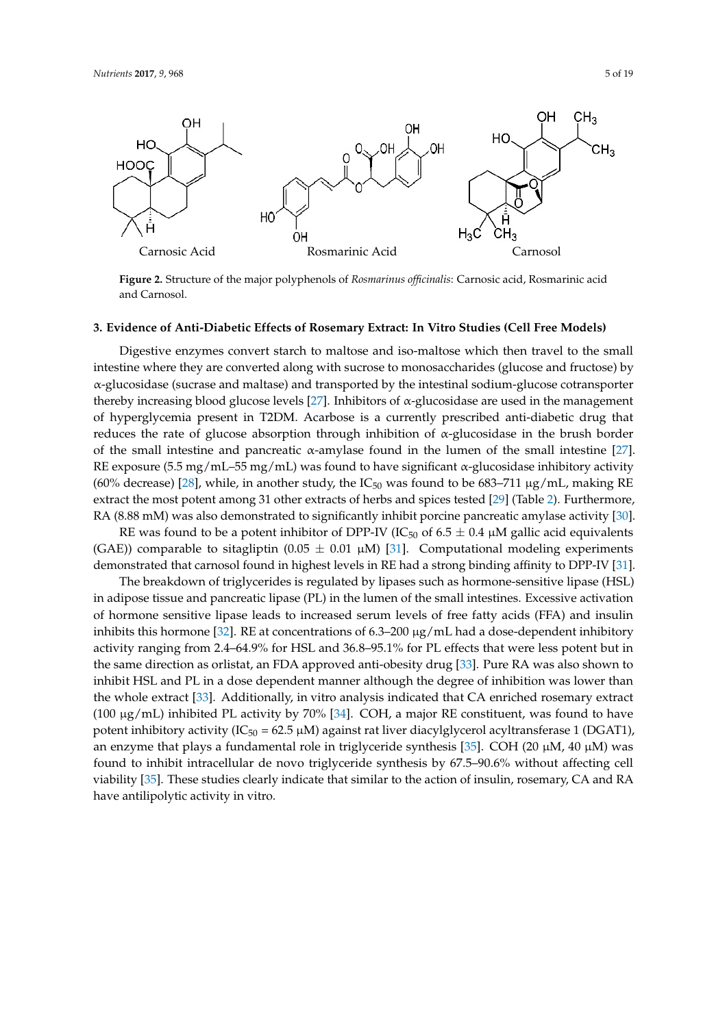Figure 2. Structure of the major polyphenols of *Rosmarinus officinalis*: Carnosic acid, Rosmarinic acid and Carnosol.

## 3. Evidence of Anti-Diabetic Effects of Rosemary Extract: In Vitro Studies (Cell Free Models)

Digestive enzymes convert starch to maltose and iso-maltose which then travel to the small intestine where they are converted along with sucrose to monosaccharides (glucose and fructose) by α-glucosidase (sucrase and maltase) and transported by the intestinal sodium-glucose cotransporter thereby increasing blood glucose levels [27]. Inhibitors of α-glucosidase are used in the management of hyperglycemia present in T2DM. Acarbose is a currently prescribed anti-diabetic drug that reduces the rate of glucose absorption through inhibition of α-glucosidase in the brush border of the small intestine and pancreatic α-amylase found in the lumen of the small intestine [27]. RE exposure (5.5 mg/mL–55 mg/mL) was found to have significant α-glucosidase inhibitory activity (60% decrease) [28], while, in another study, the $IC_{50}$ was found to be 683–711 μg/mL, making RE extract the most potent among 31 other extracts of herbs and spices tested [29] (Table 2). Furthermore, RA (8.88 mM) was also demonstrated to significantly inhibit porcine pancreatic amylase activity [30].

RE was found to be a potent inhibitor of DPP-IV ($IC_{50}$ of 6.5 ± 0.4 μM gallic acid equivalents (GAE)) comparable to sitagliptin (0.05 ± 0.01 μM) [31]. Computational modeling experiments demonstrated that carnosol found in highest levels in RE had a strong binding affinity to DPP-IV [31].

The breakdown of triglycerides is regulated by lipases such as hormone-sensitive lipase (HSL) in adipose tissue and pancreatic lipase (PL) in the lumen of the small intestines. Excessive activation of hormone sensitive lipase leads to increased serum levels of free fatty acids (FFA) and insulin inhibits this hormone [32]. RE at concentrations of 6.3–200 μg/mL had a dose-dependent inhibitory activity ranging from 2.4–64.9% for HSL and 36.8–95.1% for PL effects that were less potent but in the same direction as orlistat, an FDA approved anti-obesity drug [33]. Pure RA was also shown to inhibit HSL and PL in a dose dependent manner although the degree of inhibition was lower than the whole extract [33]. Additionally, in vitro analysis indicated that CA enriched rosemary extract (100 μg/mL) inhibited PL activity by 70% [34]. COH, a major RE constituent, was found to have potent inhibitory activity ($IC_{50}$ = 62.5 μM) against rat liver diacylglycerol acyltransferase 1 (DGAT1), an enzyme that plays a fundamental role in triglyceride synthesis [35]. COH (20 μM, 40 μM) was found to inhibit intracellular de novo triglyceride synthesis by 67.5–90.6% without affecting cell viability [35]. These studies clearly indicate that similar to the action of insulin, rosemary, CA and RA have antilipolytic activity in vitro.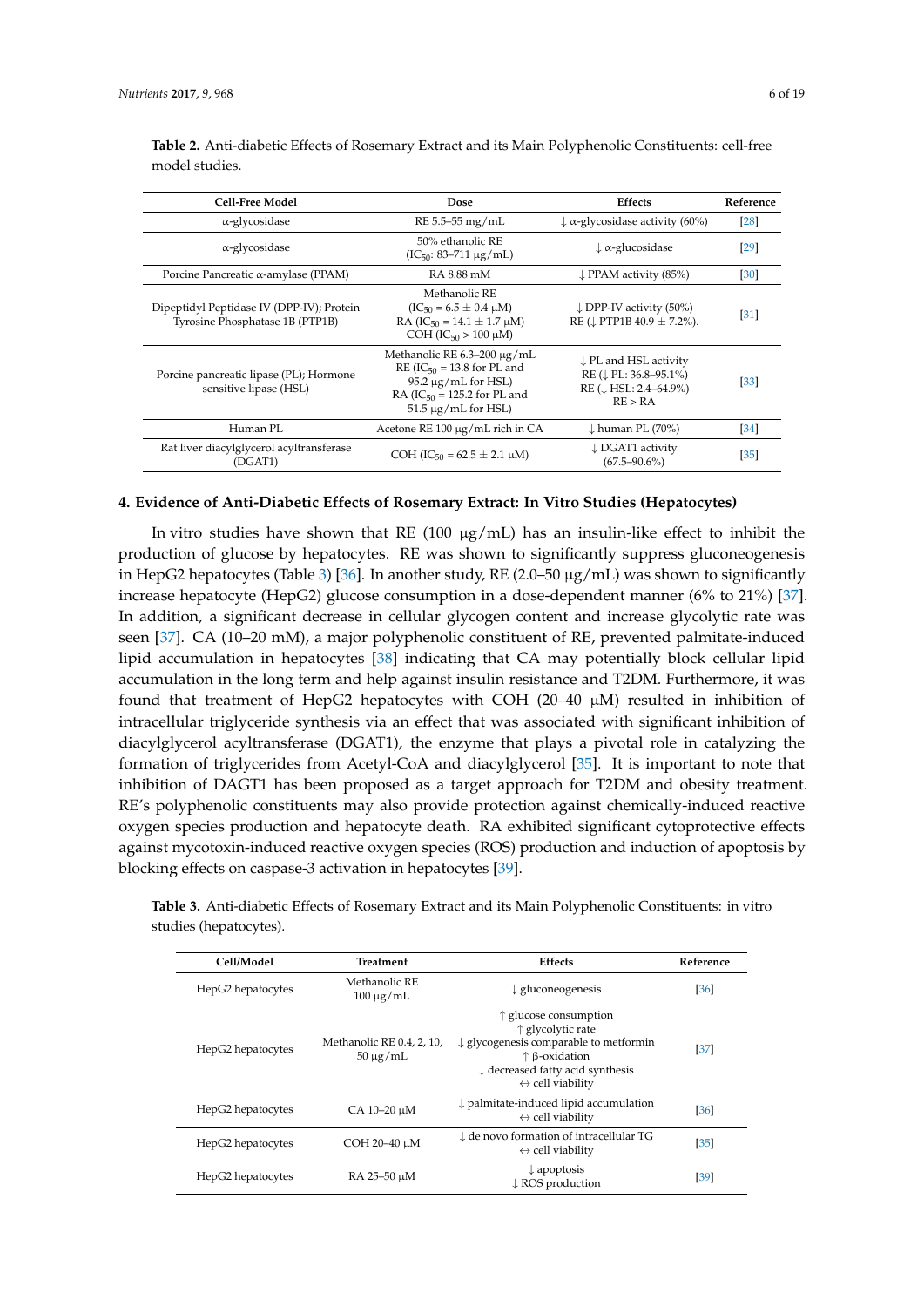**Table 2.** Anti-diabetic Effects of Rosemary Extract and its Main Polyphenolic Constituents: cell-free model studies.

| Cell-Free Model | Dose | Effects | Reference |
|---|---|---|---|
| α-glycosidase | RE 5.5–55 mg/mL | ↓ α-glycosidase activity (60%) | [28] |
| α-glycosidase | 50% ethanolic RE ($IC_{50}$: 83–711 μg/mL) | ↓ α-glucosidase | [29] |
| Porcine Pancreatic α-amylase (PPAM) | RA 8.88 mM | ↓ PPAM activity (85%) | [30] |
| Dipeptidyl Peptidase IV (DPP-IV); Protein Tyrosine Phosphatase 1B (PTP1B) | Methanolic RE ($IC_{50}$ = 6.5 ± 0.4 μM) RA ($IC_{50}$ = 14.1 ± 1.7 μM) COH ($IC_{50}$ > 100 μM) | ↓ DPP-IV activity (50%) RE (↓ PTP1B 40.9 ± 7.2%). | [31] |
| Porcine pancreatic lipase (PL); Hormone sensitive lipase (HSL) | Methanolic RE 6.3–200 μg/mL RE ($IC_{50}$ = 13.8 for PL and 95.2 μg/mL for HSL) RA ($IC_{50}$ = 125.2 for PL and 51.5 μg/mL for HSL) | ↓ PL and HSL activity RE (↓ PL: 36.8–95.1%) RE (↓ HSL: 2.4–64.9%) RE > RA | [33] |
| Human PL | Acetone RE 100 μg/mL rich in CA | ↓ human PL (70%) | [34] |
| Rat liver diacylglycerol acyltransferase (DGAT1) | COH ($IC_{50}$ = 62.5 ± 2.1 μM) | ↓ DGAT1 activity (67.5–90.6%) | [35] |

## 4. Evidence of Anti-Diabetic Effects of Rosemary Extract: In Vitro Studies (Hepatocytes)

In vitro studies have shown that RE (100 μg/mL) has an insulin-like effect to inhibit the production of glucose by hepatocytes. RE was shown to significantly suppress gluconeogenesis in HepG2 hepatocytes (Table 3) [36]. In another study, RE (2.0–50 μg/mL) was shown to significantly increase hepatocyte (HepG2) glucose consumption in a dose-dependent manner (6% to 21%) [37]. In addition, a significant decrease in cellular glycogen content and increase glycolytic rate was seen [37]. CA (10–20 mM), a major polyphenolic constituent of RE, prevented palmitate-induced lipid accumulation in hepatocytes [38] indicating that CA may potentially block cellular lipid accumulation in the long term and help against insulin resistance and T2DM. Furthermore, it was found that treatment of HepG2 hepatocytes with COH (20–40 μM) resulted in inhibition of intracellular triglyceride synthesis via an effect that was associated with significant inhibition of diacylglycerol acyltransferase (DGAT1), the enzyme that plays a pivotal role in catalyzing the formation of triglycerides from Acetyl-CoA and diacylglycerol [35]. It is important to note that inhibition of DAGT1 has been proposed as a target approach for T2DM and obesity treatment. RE's polyphenolic constituents may also provide protection against chemically-induced reactive oxygen species production and hepatocyte death. RA exhibited significant cytoprotective effects against mycotoxin-induced reactive oxygen species (ROS) production and induction of apoptosis by blocking effects on caspase-3 activation in hepatocytes [39].

**Table 3.** Anti-diabetic Effects of Rosemary Extract and its Main Polyphenolic Constituents: in vitro studies (hepatocytes).

| Cell/Model | Treatment | Effects | Reference |
|---|---|---|---|
| HepG2 hepatocytes | Methanolic RE 100 μg/mL | ↓ gluconeogenesis | [36] |
| HepG2 hepatocytes | Methanolic RE 0.4, 2, 10, 50 μg/mL | ↑ glucose consumption ↑ glycolytic rate ↓ glycogenesis comparable to metformin ↑ β-oxidation ↓ decreased fatty acid synthesis ↔ cell viability | [37] |
| HepG2 hepatocytes | CA 10–20 μM | ↓ palmitate-induced lipid accumulation ↔ cell viability | [36] |
| HepG2 hepatocytes | COH 20–40 μM | ↓ de novo formation of intracellular TG ↔ cell viability | [35] |
| HepG2 hepatocytes | RA 25–50 μM | ↓ apoptosis ↓ ROS production | [39] |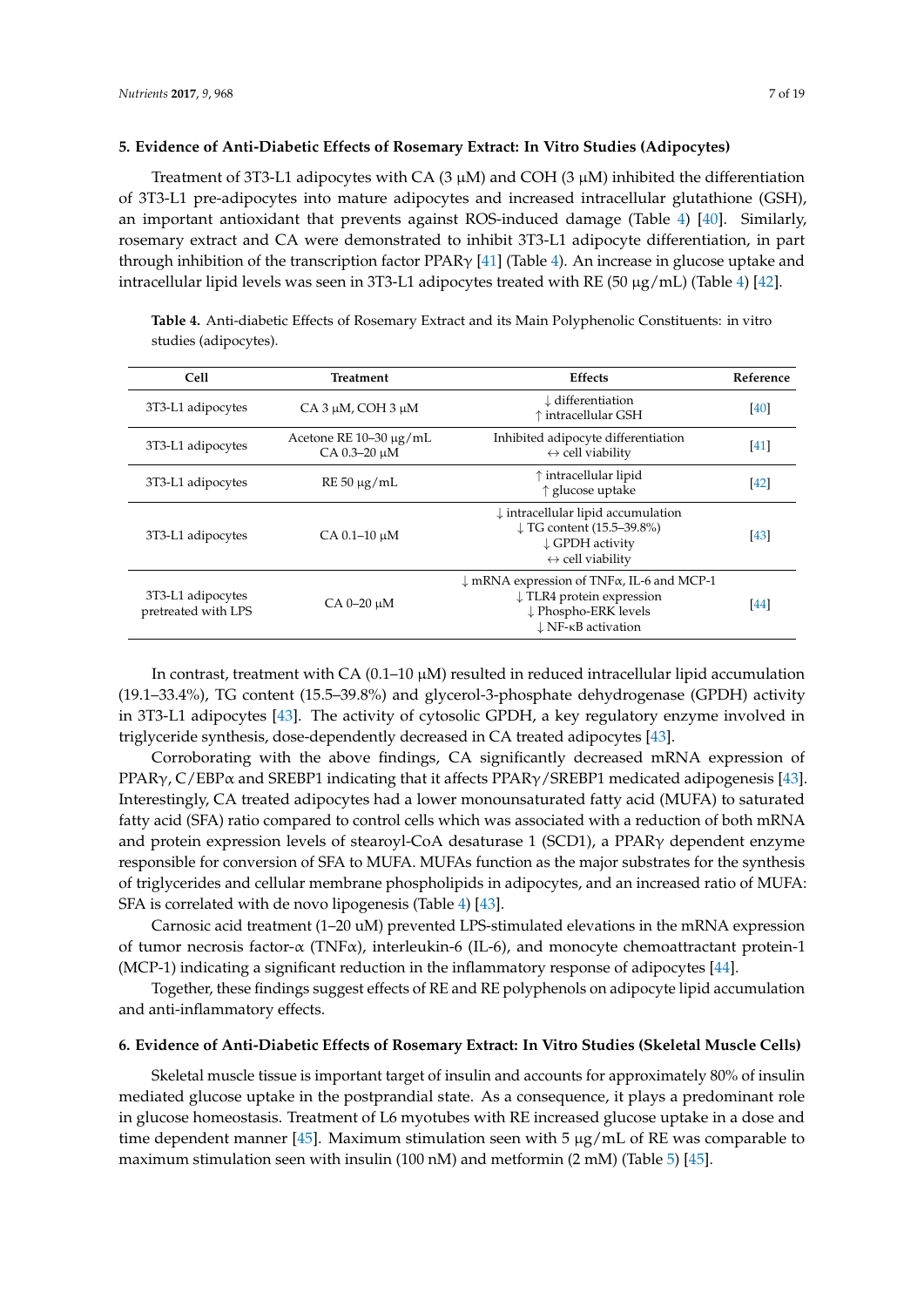## 5. Evidence of Anti-Diabetic Effects of Rosemary Extract: In Vitro Studies (Adipocytes)

Treatment of 3T3-L1 adipocytes with CA (3 μM) and COH (3 μM) inhibited the differentiation of 3T3-L1 pre-adipocytes into mature adipocytes and increased intracellular glutathione (GSH), an important antioxidant that prevents against ROS-induced damage (Table 4) [40]. Similarly, rosemary extract and CA were demonstrated to inhibit 3T3-L1 adipocyte differentiation, in part through inhibition of the transcription factor PPARγ [41] (Table 4). An increase in glucose uptake and intracellular lipid levels was seen in 3T3-L1 adipocytes treated with RE (50 μg/mL) (Table 4) [42].

**Table 4.** Anti-diabetic Effects of Rosemary Extract and its Main Polyphenolic Constituents: in vitro studies (adipocytes).

| Cell | Treatment | Effects | Reference |
|---|---|---|---|
| 3T3-L1 adipocytes | CA 3 μM, COH 3 μM | ↓ differentiation<br>↑ intracellular GSH | [40] |
| 3T3-L1 adipocytes | Acetone RE 10–30 μg/mL<br>CA 0.3–20 μM | Inhibited adipocyte differentiation<br>↔ cell viability | [41] |
| 3T3-L1 adipocytes | RE 50 μg/mL | ↑ intracellular lipid<br>↑ glucose uptake | [42] |
| 3T3-L1 adipocytes | CA 0.1–10 μM | ↓ intracellular lipid accumulation<br>↓ TG content (15.5–39.8%)<br>↓ GPDH activity<br>↔ cell viability | [43] |
| 3T3-L1 adipocytes pretreated with LPS | CA 0–20 μM | ↓ mRNA expression of TNFα, IL-6 and MCP-1<br>↓ TLR4 protein expression<br>↓ Phospho-ERK levels<br>↓ NF-κB activation | [44] |

In contrast, treatment with CA (0.1–10 μM) resulted in reduced intracellular lipid accumulation (19.1–33.4%), TG content (15.5–39.8%) and glycerol-3-phosphate dehydrogenase (GPDH) activity in 3T3-L1 adipocytes [43]. The activity of cytosolic GPDH, a key regulatory enzyme involved in triglyceride synthesis, dose-dependently decreased in CA treated adipocytes [43].

Corroborating with the above findings, CA significantly decreased mRNA expression of PPARγ, C/EBPα and SREBP1 indicating that it affects PPARγ/SREBP1 medicated adipogenesis [43]. Interestingly, CA treated adipocytes had a lower monounsaturated fatty acid (MUFA) to saturated fatty acid (SFA) ratio compared to control cells which was associated with a reduction of both mRNA and protein expression levels of stearoyl-CoA desaturase 1 (SCD1), a PPARγ dependent enzyme responsible for conversion of SFA to MUFA. MUFAs function as the major substrates for the synthesis of triglycerides and cellular membrane phospholipids in adipocytes, and an increased ratio of MUFA: SFA is correlated with de novo lipogenesis (Table 4) [43].

Carnosic acid treatment (1–20 uM) prevented LPS-stimulated elevations in the mRNA expression of tumor necrosis factor-α (TNFα), interleukin-6 (IL-6), and monocyte chemoattractant protein-1 (MCP-1) indicating a significant reduction in the inflammatory response of adipocytes [44].

Together, these findings suggest effects of RE and RE polyphenols on adipocyte lipid accumulation and anti-inflammatory effects.

## 6. Evidence of Anti-Diabetic Effects of Rosemary Extract: In Vitro Studies (Skeletal Muscle Cells)

Skeletal muscle tissue is important target of insulin and accounts for approximately 80% of insulin mediated glucose uptake in the postprandial state. As a consequence, it plays a predominant role in glucose homeostasis. Treatment of L6 myotubes with RE increased glucose uptake in a dose and time dependent manner [45]. Maximum stimulation seen with 5 μg/mL of RE was comparable to maximum stimulation seen with insulin (100 nM) and metformin (2 mM) (Table 5) [45].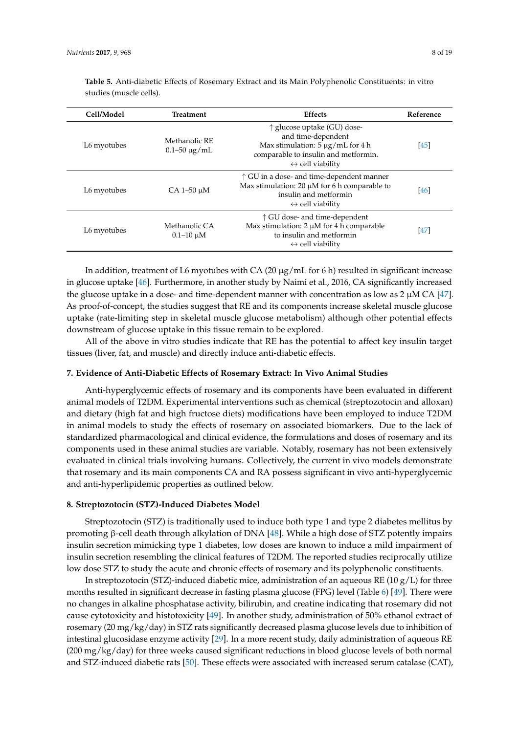**Table 5.** Anti-diabetic Effects of Rosemary Extract and its Main Polyphenolic Constituents: in vitro studies (muscle cells).

| Cell/Model | Treatment | Effects | Reference |
| --- | --- | --- | --- |
| L6 myotubes | Methanolic RE 0.1–50 μg/mL | ↑ glucose uptake (GU) dose- and time-dependent<br>Max stimulation: 5 μg/mL for 4 h comparable to insulin and metformin.<br>↔ cell viability | [45] |
| L6 myotubes | CA 1–50 μM | ↑ GU in a dose- and time-dependent manner<br>Max stimulation: 20 μM for 6 h comparable to insulin and metformin<br>↔ cell viability | [46] |
| L6 myotubes | Methanolic CA 0.1–10 μM | ↑ GU dose- and time-dependent<br>Max stimulation: 2 μM for 4 h comparable to insulin and metformin<br>↔ cell viability | [47] |

In addition, treatment of L6 myotubes with CA (20 μg/mL for 6 h) resulted in significant increase in glucose uptake [46]. Furthermore, in another study by Naimi et al., 2016, CA significantly increased the glucose uptake in a dose- and time-dependent manner with concentration as low as 2 μM CA [47]. As proof-of-concept, the studies suggest that RE and its components increase skeletal muscle glucose uptake (rate-limiting step in skeletal muscle glucose metabolism) although other potential effects downstream of glucose uptake in this tissue remain to be explored.

All of the above in vitro studies indicate that RE has the potential to affect key insulin target tissues (liver, fat, and muscle) and directly induce anti-diabetic effects.

## 7. Evidence of Anti-Diabetic Effects of Rosemary Extract: In Vivo Animal Studies

Anti-hyperglycemic effects of rosemary and its components have been evaluated in different animal models of T2DM. Experimental interventions such as chemical (streptozotocin and alloxan) and dietary (high fat and high fructose diets) modifications have been employed to induce T2DM in animal models to study the effects of rosemary on associated biomarkers. Due to the lack of standardized pharmacological and clinical evidence, the formulations and doses of rosemary and its components used in these animal studies are variable. Notably, rosemary has not been extensively evaluated in clinical trials involving humans. Collectively, the current in vivo models demonstrate that rosemary and its main components CA and RA possess significant in vivo anti-hyperglycemic and anti-hyperlipidemic properties as outlined below.

## 8. Streptozotocin (STZ)-Induced Diabetes Model

Streptozotocin (STZ) is traditionally used to induce both type 1 and type 2 diabetes mellitus by promoting β-cell death through alkylation of DNA [48]. While a high dose of STZ potently impairs insulin secretion mimicking type 1 diabetes, low doses are known to induce a mild impairment of insulin secretion resembling the clinical features of T2DM. The reported studies reciprocally utilize low dose STZ to study the acute and chronic effects of rosemary and its polyphenolic constituents.

In streptozotocin (STZ)-induced diabetic mice, administration of an aqueous RE (10 g/L) for three months resulted in significant decrease in fasting plasma glucose (FPG) level (Table 6) [49]. There were no changes in alkaline phosphatase activity, bilirubin, and creatine indicating that rosemary did not cause cytotoxicity and histotoxicity [49]. In another study, administration of 50% ethanol extract of rosemary (20 mg/kg/day) in STZ rats significantly decreased plasma glucose levels due to inhibition of intestinal glucosidase enzyme activity [29]. In a more recent study, daily administration of aqueous RE (200 mg/kg/day) for three weeks caused significant reductions in blood glucose levels of both normal and STZ-induced diabetic rats [50]. These effects were associated with increased serum catalase (CAT),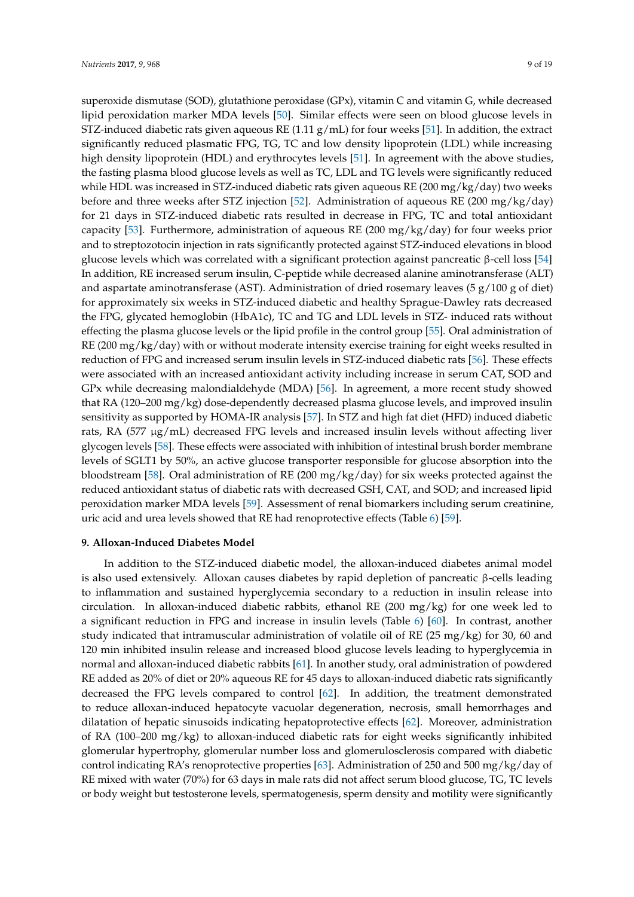superoxide dismutase (SOD), glutathione peroxidase (GPx), vitamin C and vitamin G, while decreased lipid peroxidation marker MDA levels [50]. Similar effects were seen on blood glucose levels in STZ-induced diabetic rats given aqueous RE (1.11 g/mL) for four weeks [51]. In addition, the extract significantly reduced plasmatic FPG, TG, TC and low density lipoprotein (LDL) while increasing high density lipoprotein (HDL) and erythrocytes levels [51]. In agreement with the above studies, the fasting plasma blood glucose levels as well as TC, LDL and TG levels were significantly reduced while HDL was increased in STZ-induced diabetic rats given aqueous RE (200 mg/kg/day) two weeks before and three weeks after STZ injection [52]. Administration of aqueous RE (200 mg/kg/day) for 21 days in STZ-induced diabetic rats resulted in decrease in FPG, TC and total antioxidant capacity [53]. Furthermore, administration of aqueous RE (200 mg/kg/day) for four weeks prior and to streptozotocin injection in rats significantly protected against STZ-induced elevations in blood glucose levels which was correlated with a significant protection against pancreatic β-cell loss [54] In addition, RE increased serum insulin, C-peptide while decreased alanine aminotransferase (ALT) and aspartate aminotransferase (AST). Administration of dried rosemary leaves (5 g/100 g of diet) for approximately six weeks in STZ-induced diabetic and healthy Sprague-Dawley rats decreased the FPG, glycated hemoglobin (HbA1c), TC and TG and LDL levels in STZ- induced rats without effecting the plasma glucose levels or the lipid profile in the control group [55]. Oral administration of RE (200 mg/kg/day) with or without moderate intensity exercise training for eight weeks resulted in reduction of FPG and increased serum insulin levels in STZ-induced diabetic rats [56]. These effects were associated with an increased antioxidant activity including increase in serum CAT, SOD and GPx while decreasing malondialdehyde (MDA) [56]. In agreement, a more recent study showed that RA (120–200 mg/kg) dose-dependently decreased plasma glucose levels, and improved insulin sensitivity as supported by HOMA-IR analysis [57]. In STZ and high fat diet (HFD) induced diabetic rats, RA (577 μg/mL) decreased FPG levels and increased insulin levels without affecting liver glycogen levels [58]. These effects were associated with inhibition of intestinal brush border membrane levels of SGLT1 by 50%, an active glucose transporter responsible for glucose absorption into the bloodstream [58]. Oral administration of RE (200 mg/kg/day) for six weeks protected against the reduced antioxidant status of diabetic rats with decreased GSH, CAT, and SOD; and increased lipid peroxidation marker MDA levels [59]. Assessment of renal biomarkers including serum creatinine, uric acid and urea levels showed that RE had renoprotective effects (Table 6) [59].

## 9. Alloxan-Induced Diabetes Model

In addition to the STZ-induced diabetic model, the alloxan-induced diabetes animal model is also used extensively. Alloxan causes diabetes by rapid depletion of pancreatic β-cells leading to inflammation and sustained hyperglycemia secondary to a reduction in insulin release into circulation. In alloxan-induced diabetic rabbits, ethanol RE (200 mg/kg) for one week led to a significant reduction in FPG and increase in insulin levels (Table 6) [60]. In contrast, another study indicated that intramuscular administration of volatile oil of RE (25 mg/kg) for 30, 60 and 120 min inhibited insulin release and increased blood glucose levels leading to hyperglycemia in normal and alloxan-induced diabetic rabbits [61]. In another study, oral administration of powdered RE added as 20% of diet or 20% aqueous RE for 45 days to alloxan-induced diabetic rats significantly decreased the FPG levels compared to control [62]. In addition, the treatment demonstrated to reduce alloxan-induced hepatocyte vacuolar degeneration, necrosis, small hemorrhages and dilatation of hepatic sinusoids indicating hepatoprotective effects [62]. Moreover, administration of RA (100–200 mg/kg) to alloxan-induced diabetic rats for eight weeks significantly inhibited glomerular hypertrophy, glomerular number loss and glomerulosclerosis compared with diabetic control indicating RA's renoprotective properties [63]. Administration of 250 and 500 mg/kg/day of RE mixed with water (70%) for 63 days in male rats did not affect serum blood glucose, TG, TC levels or body weight but testosterone levels, spermatogenesis, sperm density and motility were significantly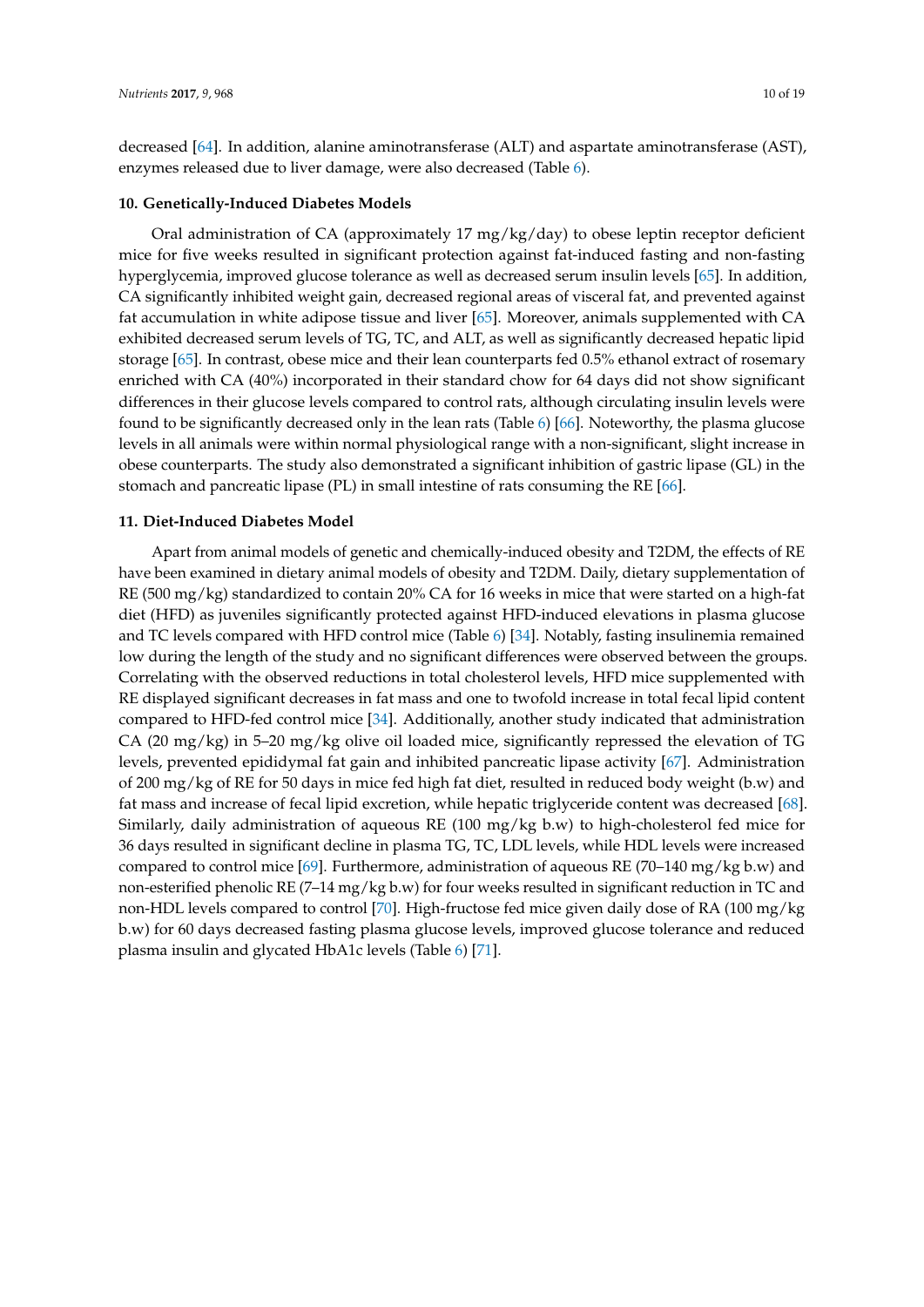decreased [64]. In addition, alanine aminotransferase (ALT) and aspartate aminotransferase (AST), enzymes released due to liver damage, were also decreased (Table 6).

## 10. Genetically-Induced Diabetes Models

Oral administration of CA (approximately 17 mg/kg/day) to obese leptin receptor deficient mice for five weeks resulted in significant protection against fat-induced fasting and non-fasting hyperglycemia, improved glucose tolerance as well as decreased serum insulin levels [65]. In addition, CA significantly inhibited weight gain, decreased regional areas of visceral fat, and prevented against fat accumulation in white adipose tissue and liver [65]. Moreover, animals supplemented with CA exhibited decreased serum levels of TG, TC, and ALT, as well as significantly decreased hepatic lipid storage [65]. In contrast, obese mice and their lean counterparts fed 0.5% ethanol extract of rosemary enriched with CA (40%) incorporated in their standard chow for 64 days did not show significant differences in their glucose levels compared to control rats, although circulating insulin levels were found to be significantly decreased only in the lean rats (Table 6) [66]. Noteworthy, the plasma glucose levels in all animals were within normal physiological range with a non-significant, slight increase in obese counterparts. The study also demonstrated a significant inhibition of gastric lipase (GL) in the stomach and pancreatic lipase (PL) in small intestine of rats consuming the RE [66].

## 11. Diet-Induced Diabetes Model

Apart from animal models of genetic and chemically-induced obesity and T2DM, the effects of RE have been examined in dietary animal models of obesity and T2DM. Daily, dietary supplementation of RE (500 mg/kg) standardized to contain 20% CA for 16 weeks in mice that were started on a high-fat diet (HFD) as juveniles significantly protected against HFD-induced elevations in plasma glucose and TC levels compared with HFD control mice (Table 6) [34]. Notably, fasting insulinemia remained low during the length of the study and no significant differences were observed between the groups. Correlating with the observed reductions in total cholesterol levels, HFD mice supplemented with RE displayed significant decreases in fat mass and one to twofold increase in total fecal lipid content compared to HFD-fed control mice [34]. Additionally, another study indicated that administration CA (20 mg/kg) in 5–20 mg/kg olive oil loaded mice, significantly repressed the elevation of TG levels, prevented epididymal fat gain and inhibited pancreatic lipase activity [67]. Administration of 200 mg/kg of RE for 50 days in mice fed high fat diet, resulted in reduced body weight (b.w) and fat mass and increase of fecal lipid excretion, while hepatic triglyceride content was decreased [68]. Similarly, daily administration of aqueous RE (100 mg/kg b.w) to high-cholesterol fed mice for 36 days resulted in significant decline in plasma TG, TC, LDL levels, while HDL levels were increased compared to control mice [69]. Furthermore, administration of aqueous RE (70–140 mg/kg b.w) and non-esterified phenolic RE (7–14 mg/kg b.w) for four weeks resulted in significant reduction in TC and non-HDL levels compared to control [70]. High-fructose fed mice given daily dose of RA (100 mg/kg b.w) for 60 days decreased fasting plasma glucose levels, improved glucose tolerance and reduced plasma insulin and glycated HbA1c levels (Table 6) [71].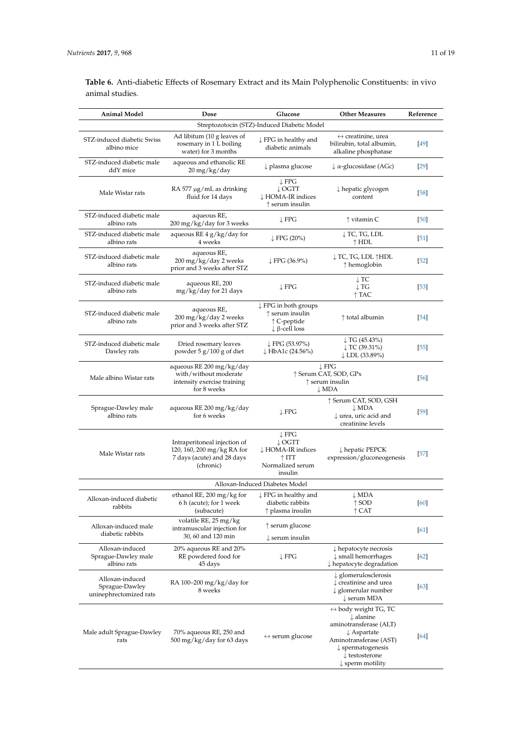**Table 6.** Anti-diabetic Effects of Rosemary Extract and its Main Polyphenolic Constituents: in vivo animal studies.

| Animal Model | Dose | Glucose | Other Measures | Reference |
|---|---|---|---|---|
| Streptozotocin (STZ)-Induced Diabetic Model | | | | |
| STZ-induced diabetic Swiss albino mice | Ad libitum (10 g leaves of rosemary in 1 L boiling water) for 3 months | ↓ FPG in healthy and diabetic animals | ↔ creatinine, urea bilirubin, total albumin, alkaline phosphatase | [49] |
| STZ-induced diabetic male ddY mice | aqueous and ethanolic RE 20 mg/kg/day | ↓ plasma glucose | ↓ α-glucosidase (AGc) | [29] |
| Male Wistar rats | RA 577 μg/mL as drinking fluid for 14 days | ↓ FPG<br>↓ OGTT<br>↓ HOMA-IR indices<br>↑ serum insulin | ↓ hepatic glycogen content | [58] |
| STZ-induced diabetic male albino rats | aqueous RE, 200 mg/kg/day for 3 weeks | ↓ FPG | ↑ vitamin C | [50] |
| STZ-induced diabetic male albino rats | aqueous RE 4 g/kg/day for 4 weeks | ↓ FPG (20%) | ↓ TC, TG, LDL<br>↑ HDL | [51] |
| STZ-induced diabetic male albino rats | aqueous RE, 200 mg/kg/day 2 weeks prior and 3 weeks after STZ | ↓ FPG (36.9%) | ↓ TC, TG, LDL ↑HDL<br>↑ hemoglobin | [52] |
| STZ-induced diabetic male albino rats | aqueous RE, 200 mg/kg/day for 21 days | ↓ FPG | ↓ TC<br>↓ TG<br>↑ TAC | [53] |
| STZ-induced diabetic male albino rats | aqueous RE, 200 mg/kg/day 2 weeks prior and 3 weeks after STZ | ↓ FPG in both groups<br>↑ serum insulin<br>↑ C-peptide<br>↓ β-cell loss | ↑ total albumin | [54] |
| STZ-induced diabetic male Dawley rats | Dried rosemary leaves powder 5 g/100 g of diet | ↓ FPG (53.97%)<br>↓ HbA1c (24.56%) | ↓ TG (45.43%)<br>↓ TC (39.31%)<br>↓ LDL (33.89%) | [55] |
| Male albino Wistar rats | aqueous RE 200 mg/kg/day with/without moderate intensity exercise training for 8 weeks | ↓ FPG<br>↑ Serum CAT, SOD, GPx<br>↑ serum insulin<br>↓ MDA | | [56] |
| Sprague-Dawley male albino rats | aqueous RE 200 mg/kg/day for 6 weeks | ↓ FPG | ↑ Serum CAT, SOD, GSH<br>↓ MDA<br>↓ urea, uric acid and creatinine levels | [59] |
| Male Wistar rats | Intraperitoneal injection of 120, 160, 200 mg/kg RA for 7 days (acute) and 28 days (chronic) | ↓ FPG<br>↓ OGTT<br>↓ HOMA-IR indices<br>↑ ITT<br>Normalized serum insulin | ↓ hepatic PEPCK expression/gluconeogenesis | [57] |
| Alloxan-Induced Diabetes Model | | | | |
| Alloxan-induced diabetic rabbits | ethanol RE, 200 mg/kg for 6 h (acute); for 1 week (subacute) | ↓ FPG in healthy and diabetic rabbits<br>↑ plasma insulin | ↓ MDA<br>↑ SOD<br>↑ CAT | [60] |
| Alloxan-induced male diabetic rabbits | volatile RE, 25 mg/kg intramuscular injection for 30, 60 and 120 min | ↑ serum glucose<br>↓ serum insulin | | [61] |
| Alloxan-induced Sprague-Dawley male albino rats | 20% aqueous RE and 20% RE powdered food for 45 days | ↓ FPG | ↓ hepatocyte necrosis<br>↓ small hemorrhages<br>↓ hepatocyte degradation | [62] |
| Alloxan-induced Sprague-Dawley uninephrectomized rats | RA 100–200 mg/kg/day for 8 weeks | | ↓ glomerulosclerosis<br>↓ creatinine and urea<br>↓ glomerular number<br>↓ serum MDA | [63] |
| Male adult Sprague-Dawley rats | 70% aqueous RE, 250 and 500 mg/kg/day for 63 days | ↔ serum glucose | ↔ body weight TG, TC<br>↓ alanine aminotransferase (ALT)<br>↓ Aspartate Aminotransferase (AST)<br>↓ spermatogenesis<br>↓ testosterone<br>↓ sperm motility | [64] |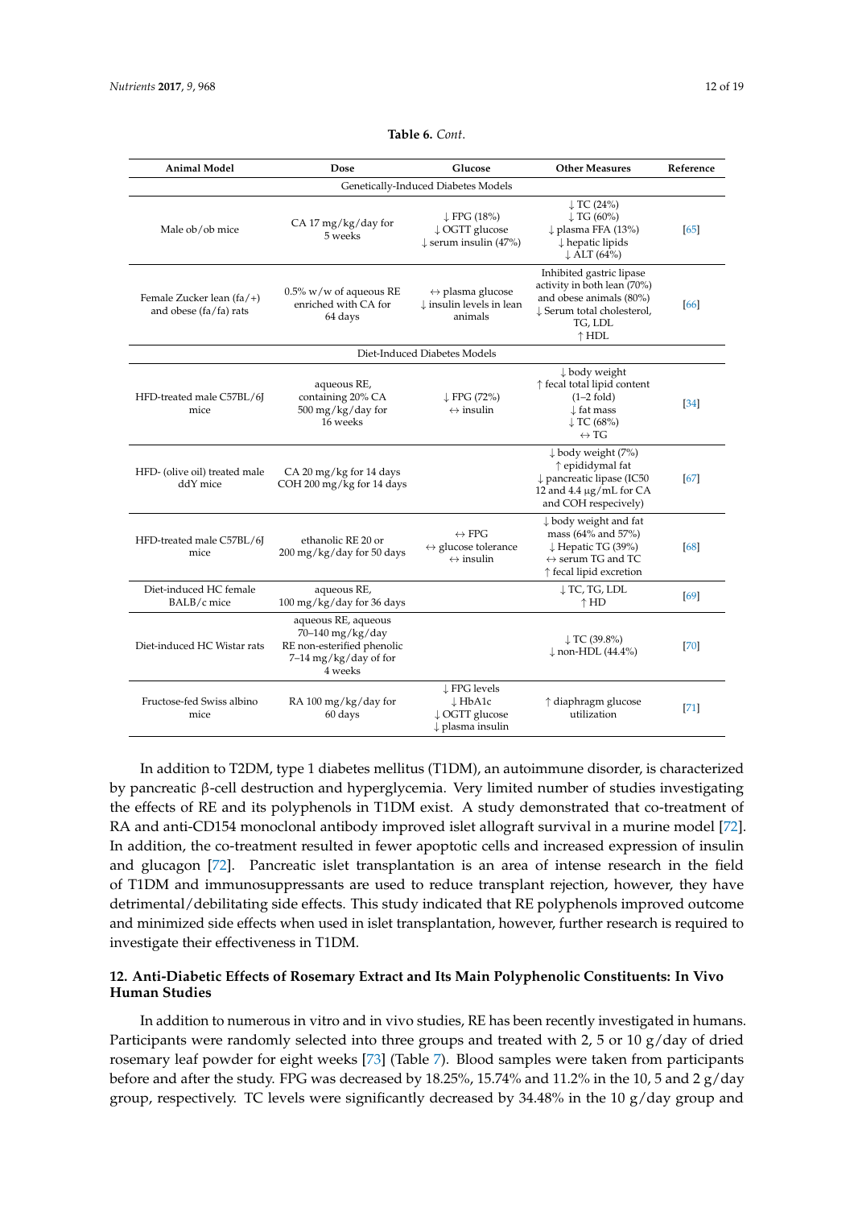**Table 6.** *Cont.*

| Animal Model | Dose | Glucose | Other Measures | Reference |
| --- | --- | --- | --- | --- |
| Genetically-Induced Diabetes Models | | | | |
| Male ob/ob mice | CA 17 mg/kg/day for 5 weeks | ↓ FPG (18%) ↓ OGTT glucose ↓ serum insulin (47%) | ↓ TC (24%) ↓ TG (60%) ↓ plasma FFA (13%) ↓ hepatic lipids ↓ ALT (64%) | [65] |
| Female Zucker lean (fa/+) and obese (fa/fa) rats | 0.5% w/w of aqueous RE enriched with CA for 64 days | ↔ plasma glucose ↓ insulin levels in lean animals | Inhibited gastric lipase activity in both lean (70%) and obese animals (80%) ↓ Serum total cholesterol, TG, LDL ↑ HDL | [66] |
| Diet-Induced Diabetes Models | | | | |
| HFD-treated male C57BL/6J mice | aqueous RE, containing 20% CA 500 mg/kg/day for 16 weeks | ↓ FPG (72%) ↔ insulin | ↓ body weight ↑ fecal total lipid content (1–2 fold) ↓ fat mass ↓ TC (68%) ↔ TG | [34] |
| HFD- (olive oil) treated male ddY mice | CA 20 mg/kg for 14 days COH 200 mg/kg for 14 days | | ↓ body weight (7%) ↑ epididymal fat ↓ pancreatic lipase (IC50 12 and 4.4 μg/mL for CA and COH respecively) | [67] |
| HFD-treated male C57BL/6J mice | ethanolic RE 20 or 200 mg/kg/day for 50 days | ↔ FPG ↔ glucose tolerance ↔ insulin | ↓ body weight and fat mass (64% and 57%) ↓ Hepatic TG (39%) ↔ serum TG and TC ↑ fecal lipid excretion | [68] |
| Diet-induced HC female BALB/c mice | aqueous RE, 100 mg/kg/day for 36 days | | ↓ TC, TG, LDL ↑ HD | [69] |
| Diet-induced HC Wistar rats | aqueous RE, aqueous 70–140 mg/kg/day RE non-esterified phenolic 7–14 mg/kg/day of for 4 weeks | | ↓ TC (39.8%) ↓ non-HDL (44.4%) | [70] |
| Fructose-fed Swiss albino mice | RA 100 mg/kg/day for 60 days | ↓ FPG levels ↓ HbA1c ↓ OGTT glucose ↓ plasma insulin | ↑ diaphragm glucose utilization | [71] |

In addition to T2DM, type 1 diabetes mellitus (T1DM), an autoimmune disorder, is characterized by pancreatic β-cell destruction and hyperglycemia. Very limited number of studies investigating the effects of RE and its polyphenols in T1DM exist. A study demonstrated that co-treatment of RA and anti-CD154 monoclonal antibody improved islet allograft survival in a murine model [72]. In addition, the co-treatment resulted in fewer apoptotic cells and increased expression of insulin and glucagon [72]. Pancreatic islet transplantation is an area of intense research in the field of T1DM and immunosuppressants are used to reduce transplant rejection, however, they have detrimental/debilitating side effects. This study indicated that RE polyphenols improved outcome and minimized side effects when used in islet transplantation, however, further research is required to investigate their effectiveness in T1DM.

## 12. Anti-Diabetic Effects of Rosemary Extract and Its Main Polyphenolic Constituents: In Vivo Human Studies

In addition to numerous in vitro and in vivo studies, RE has been recently investigated in humans. Participants were randomly selected into three groups and treated with 2, 5 or 10 g/day of dried rosemary leaf powder for eight weeks [73] (Table 7). Blood samples were taken from participants before and after the study. FPG was decreased by 18.25%, 15.74% and 11.2% in the 10, 5 and 2 g/day group, respectively. TC levels were significantly decreased by 34.48% in the 10 g/day group and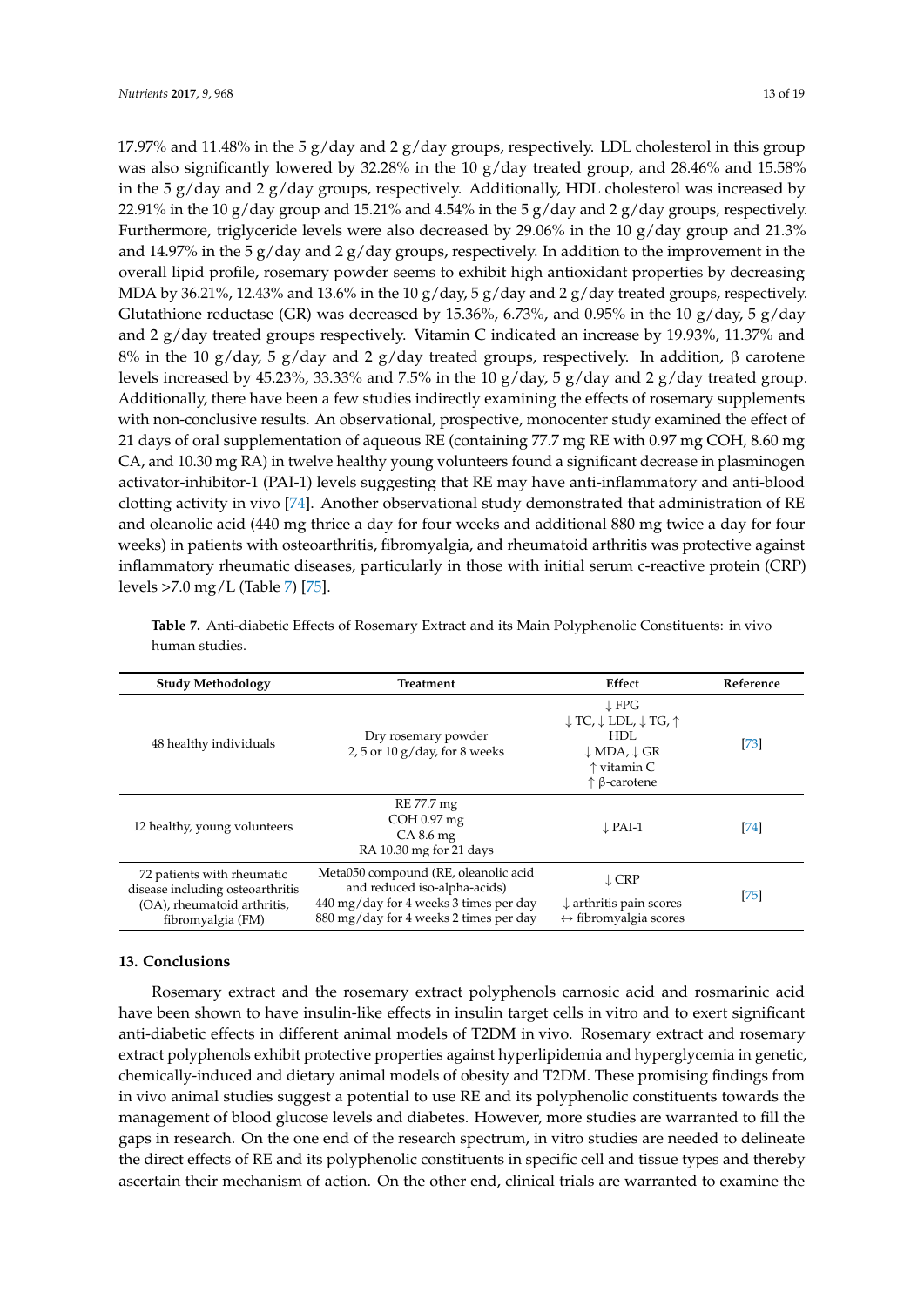17.97% and 11.48% in the 5 g/day and 2 g/day groups, respectively. LDL cholesterol in this group was also significantly lowered by 32.28% in the 10 g/day treated group, and 28.46% and 15.58% in the 5 g/day and 2 g/day groups, respectively. Additionally, HDL cholesterol was increased by 22.91% in the 10 g/day group and 15.21% and 4.54% in the 5 g/day and 2 g/day groups, respectively. Furthermore, triglyceride levels were also decreased by 29.06% in the 10 g/day group and 21.3% and 14.97% in the 5 g/day and 2 g/day groups, respectively. In addition to the improvement in the overall lipid profile, rosemary powder seems to exhibit high antioxidant properties by decreasing MDA by 36.21%, 12.43% and 13.6% in the 10 g/day, 5 g/day and 2 g/day treated groups, respectively. Glutathione reductase (GR) was decreased by 15.36%, 6.73%, and 0.95% in the 10 g/day, 5 g/day and 2 g/day treated groups respectively. Vitamin C indicated an increase by 19.93%, 11.37% and 8% in the 10 g/day, 5 g/day and 2 g/day treated groups, respectively. In addition, β carotene levels increased by 45.23%, 33.33% and 7.5% in the 10 g/day, 5 g/day and 2 g/day treated group. Additionally, there have been a few studies indirectly examining the effects of rosemary supplements with non-conclusive results. An observational, prospective, monocenter study examined the effect of 21 days of oral supplementation of aqueous RE (containing 77.7 mg RE with 0.97 mg COH, 8.60 mg CA, and 10.30 mg RA) in twelve healthy young volunteers found a significant decrease in plasminogen activator-inhibitor-1 (PAI-1) levels suggesting that RE may have anti-inflammatory and anti-blood clotting activity in vivo [74]. Another observational study demonstrated that administration of RE and oleanolic acid (440 mg thrice a day for four weeks and additional 880 mg twice a day for four weeks) in patients with osteoarthritis, fibromyalgia, and rheumatoid arthritis was protective against inflammatory rheumatic diseases, particularly in those with initial serum c-reactive protein (CRP) levels >7.0 mg/L (Table 7) [75].

**Table 7.** Anti-diabetic Effects of Rosemary Extract and its Main Polyphenolic Constituents: in vivo human studies.

| Study Methodology | Treatment | Effect | Reference |
|---|---|---|---|
| 48 healthy individuals | Dry rosemary powder<br>2, 5 or 10 g/day, for 8 weeks | ↓ FPG<br>↓ TC, ↓ LDL, ↓ TG, ↑ HDL<br>↓ MDA, ↓ GR<br>↑ vitamin C<br>↑ β-carotene | [73] |
| 12 healthy, young volunteers | RE 77.7 mg<br>COH 0.97 mg<br>CA 8.6 mg<br>RA 10.30 mg for 21 days | ↓ PAI-1 | [74] |
| 72 patients with rheumatic disease including osteoarthritis (OA), rheumatoid arthritis, fibromyalgia (FM) | Meta050 compound (RE, oleanolic acid and reduced iso-alpha-acids)<br>440 mg/day for 4 weeks 3 times per day<br>880 mg/day for 4 weeks 2 times per day | ↓ CRP<br>↓ arthritis pain scores<br>↔ fibromyalgia scores | [75] |

## 13. Conclusions

Rosemary extract and the rosemary extract polyphenols carnosic acid and rosmarinic acid have been shown to have insulin-like effects in insulin target cells in vitro and to exert significant anti-diabetic effects in different animal models of T2DM in vivo. Rosemary extract and rosemary extract polyphenols exhibit protective properties against hyperlipidemia and hyperglycemia in genetic, chemically-induced and dietary animal models of obesity and T2DM. These promising findings from in vivo animal studies suggest a potential to use RE and its polyphenolic constituents towards the management of blood glucose levels and diabetes. However, more studies are warranted to fill the gaps in research. On the one end of the research spectrum, in vitro studies are needed to delineate the direct effects of RE and its polyphenolic constituents in specific cell and tissue types and thereby ascertain their mechanism of action. On the other end, clinical trials are warranted to examine the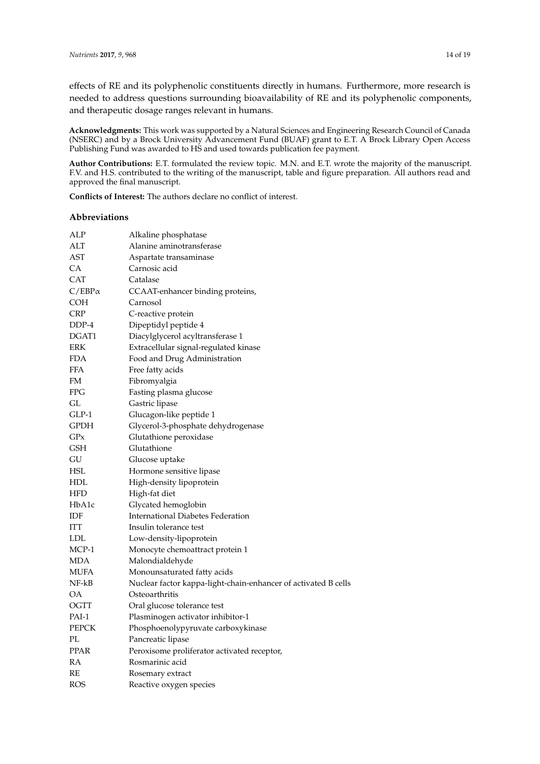effects of RE and its polyphenolic constituents directly in humans. Furthermore, more research is needed to address questions surrounding bioavailability of RE and its polyphenolic components, and therapeutic dosage ranges relevant in humans.

**Acknowledgments:** This work was supported by a Natural Sciences and Engineering Research Council of Canada (NSERC) and by a Brock University Advancement Fund (BUAF) grant to E.T. A Brock Library Open Access Publishing Fund was awarded to HS and used towards publication fee payment.

**Author Contributions:** E.T. formulated the review topic. M.N. and E.T. wrote the majority of the manuscript. F.V. and H.S. contributed to the writing of the manuscript, table and figure preparation. All authors read and approved the final manuscript.

**Conflicts of Interest:** The authors declare no conflict of interest.

### Abbreviations

| | |
|---|---|
| ALP | Alkaline phosphatase |
| ALT | Alanine aminotransferase |
| AST | Aspartate transaminase |
| CA | Carnosic acid |
| CAT | Catalase |
| C/EBPα | CCAAT-enhancer binding proteins, |
| COH | Carnosol |
| CRP | C-reactive protein |
| DDP-4 | Dipeptidyl peptide 4 |
| DGAT1 | Diacylglycerol acyltransferase 1 |
| ERK | Extracellular signal-regulated kinase |
| FDA | Food and Drug Administration |
| FFA | Free fatty acids |
| FM | Fibromyalgia |
| FPG | Fasting plasma glucose |
| GL | Gastric lipase |
| GLP-1 | Glucagon-like peptide 1 |
| GPDH | Glycerol-3-phosphate dehydrogenase |
| GPx | Glutathione peroxidase |
| GSH | Glutathione |
| GU | Glucose uptake |
| HSL | Hormone sensitive lipase |
| HDL | High-density lipoprotein |
| HFD | High-fat diet |
| HbA1c | Glycated hemoglobin |
| IDF | International Diabetes Federation |
| ITT | Insulin tolerance test |
| LDL | Low-density-lipoprotein |
| MCP-1 | Monocyte chemoattract protein 1 |
| MDA | Malondialdehyde |
| MUFA | Monounsaturated fatty acids |
| NF-kB | Nuclear factor kappa-light-chain-enhancer of activated B cells |
| OA | Osteoarthritis |
| OGTT | Oral glucose tolerance test |
| PAI-1 | Plasminogen activator inhibitor-1 |
| PEPCK | Phosphoenolypyruvate carboxykinase |
| PL | Pancreatic lipase |
| PPAR | Peroxisome proliferator activated receptor, |
| RA | Rosmarinic acid |
| RE | Rosemary extract |
| ROS | Reactive oxygen species |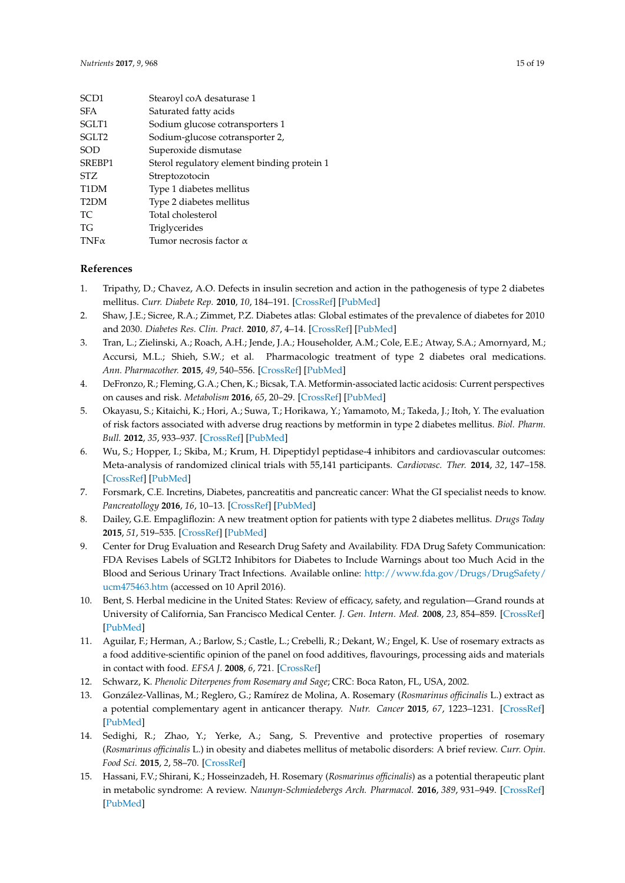| | |
|---|---|
| SCD1 | Stearoyl coA desaturase 1 |
| SFA | Saturated fatty acids |
| SGLT1 | Sodium glucose cotransporters 1 |
| SGLT2 | Sodium-glucose cotransporter 2, |
| SOD | Superoxide dismutase |
| SREBP1 | Sterol regulatory element binding protein 1 |
| STZ | Streptozotocin |
| T1DM | Type 1 diabetes mellitus |
| T2DM | Type 2 diabetes mellitus |
| TC | Total cholesterol |
| TG | Triglycerides |
| TNFα | Tumor necrosis factor α |

## References

1. Tripathy, D.; Chavez, A.O. Defects in insulin secretion and action in the pathogenesis of type 2 diabetes mellitus. *Curr. Diabete Rep.* **2010**, *10*, 184–191. [CrossRef] [PubMed]
2. Shaw, J.E.; Sicree, R.A.; Zimmet, P.Z. Diabetes atlas: Global estimates of the prevalence of diabetes for 2010 and 2030. *Diabetes Res. Clin. Pract.* **2010**, *87*, 4–14. [CrossRef] [PubMed]
3. Tran, L.; Zielinski, A.; Roach, A.H.; Jende, J.A.; Householder, A.M.; Cole, E.E.; Atway, S.A.; Amornyard, M.; Accursi, M.L.; Shieh, S.W.; et al. Pharmacologic treatment of type 2 diabetes oral medications. *Ann. Pharmacother.* **2015**, *49*, 540–556. [CrossRef] [PubMed]
4. DeFronzo, R.; Fleming, G.A.; Chen, K.; Bicsak, T.A. Metformin-associated lactic acidosis: Current perspectives on causes and risk. *Metabolism* **2016**, *65*, 20–29. [CrossRef] [PubMed]
5. Okayasu, S.; Kitaichi, K.; Hori, A.; Suwa, T.; Horikawa, Y.; Yamamoto, M.; Takeda, J.; Itoh, Y. The evaluation of risk factors associated with adverse drug reactions by metformin in type 2 diabetes mellitus. *Biol. Pharm. Bull.* **2012**, *35*, 933–937. [CrossRef] [PubMed]
6. Wu, S.; Hopper, I.; Skiba, M.; Krum, H. Dipeptidyl peptidase-4 inhibitors and cardiovascular outcomes: Meta-analysis of randomized clinical trials with 55,141 participants. *Cardiovasc. Ther.* **2014**, *32*, 147–158. [CrossRef] [PubMed]
7. Forsmark, C.E. Incretins, Diabetes, pancreatitis and pancreatic cancer: What the GI specialist needs to know. *Pancreatollogy* **2016**, *16*, 10–13. [CrossRef] [PubMed]
8. Dailey, G.E. Empagliflozin: A new treatment option for patients with type 2 diabetes mellitus. *Drugs Today* **2015**, *51*, 519–535. [CrossRef] [PubMed]
9. Center for Drug Evaluation and Research Drug Safety and Availability. FDA Drug Safety Communication: FDA Revises Labels of SGLT2 Inhibitors for Diabetes to Include Warnings about too Much Acid in the Blood and Serious Urinary Tract Infections. Available online: http://www.fda.gov/Drugs/DrugSafety/ucm475463.htm (accessed on 10 April 2016).
10. Bent, S. Herbal medicine in the United States: Review of efficacy, safety, and regulation—Grand rounds at University of California, San Francisco Medical Center. *J. Gen. Intern. Med.* **2008**, *23*, 854–859. [CrossRef] [PubMed]
11. Aguilar, F.; Herman, A.; Barlow, S.; Castle, L.; Crebelli, R.; Dekant, W.; Engel, K. Use of rosemary extracts as a food additive-scientific opinion of the panel on food additives, flavourings, processing aids and materials in contact with food. *EFSA J.* **2008**, *6*, 721. [CrossRef]
12. Schwarz, K. *Phenolic Diterpenes from Rosemary and Sage*; CRC: Boca Raton, FL, USA, 2002.
13. González-Vallinas, M.; Reglero, G.; Ramírez de Molina, A. Rosemary (*Rosmarinus officinalis* L.) extract as a potential complementary agent in anticancer therapy. *Nutr. Cancer* **2015**, *67*, 1223–1231. [CrossRef] [PubMed]
14. Sedighi, R.; Zhao, Y.; Yerke, A.; Sang, S. Preventive and protective properties of rosemary (*Rosmarinus officinalis* L.) in obesity and diabetes mellitus of metabolic disorders: A brief review. *Curr. Opin. Food Sci.* **2015**, *2*, 58–70. [CrossRef]
15. Hassani, F.V.; Shirani, K.; Hosseinzadeh, H. Rosemary (*Rosmarinus officinalis*) as a potential therapeutic plant in metabolic syndrome: A review. *Naunyn-Schmiedebergs Arch. Pharmacol.* **2016**, *389*, 931–949. [CrossRef] [PubMed]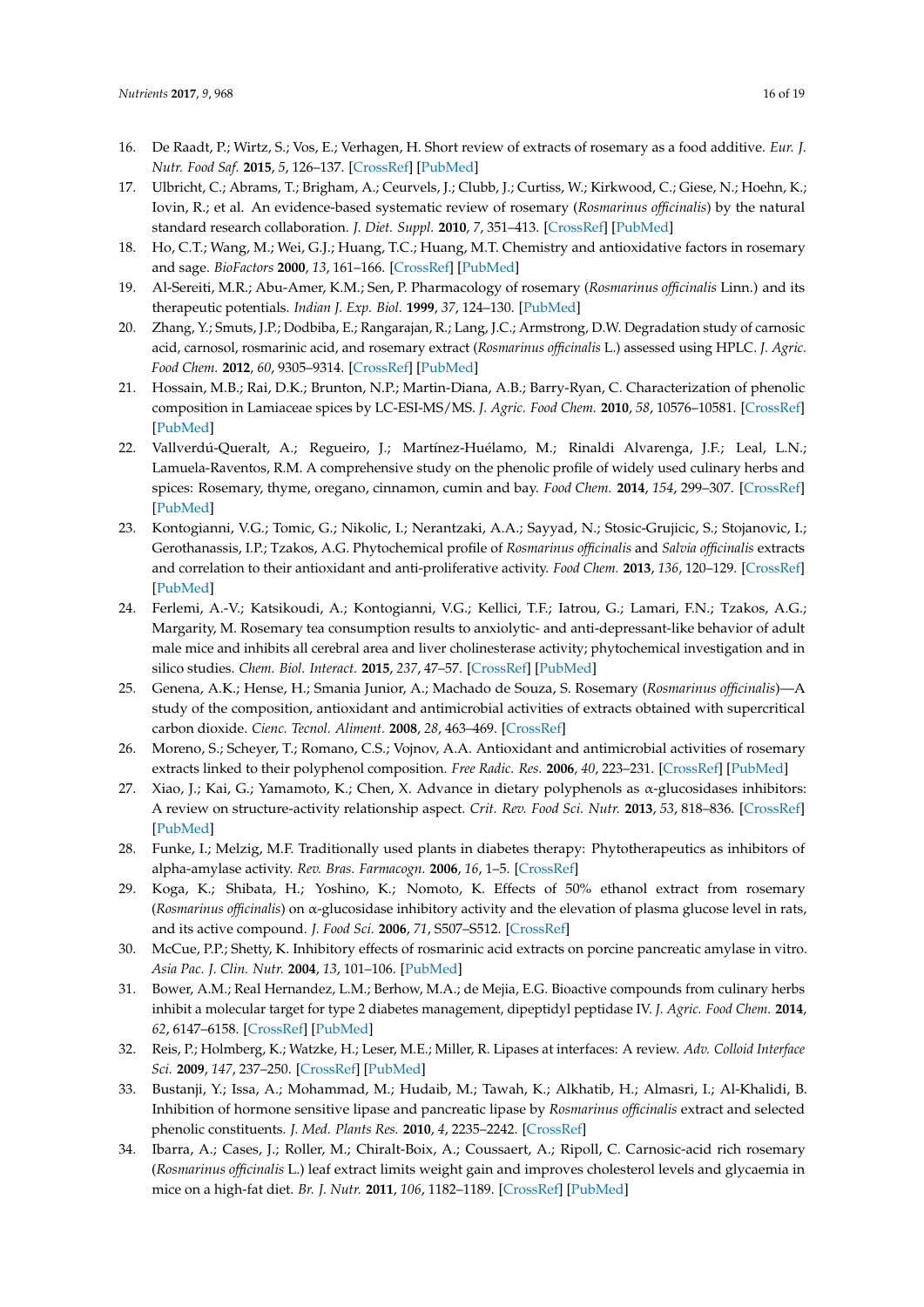16. De Raadt, P.; Wirtz, S.; Vos, E.; Verhagen, H. Short review of extracts of rosemary as a food additive. *Eur. J. Nutr. Food Saf.* **2015**, *5*, 126–137. [CrossRef] [PubMed]
17. Ulbricht, C.; Abrams, T.; Brigham, A.; Ceurvels, J.; Clubb, J.; Curtiss, W.; Kirkwood, C.; Giese, N.; Hoehn, K.; Iovin, R.; et al. An evidence-based systematic review of rosemary (*Rosmarinus officinalis*) by the natural standard research collaboration. *J. Diet. Suppl.* **2010**, *7*, 351–413. [CrossRef] [PubMed]
18. Ho, C.T.; Wang, M.; Wei, G.J.; Huang, T.C.; Huang, M.T. Chemistry and antioxidative factors in rosemary and sage. *BioFactors* **2000**, *13*, 161–166. [CrossRef] [PubMed]
19. Al-Sereiti, M.R.; Abu-Amer, K.M.; Sen, P. Pharmacology of rosemary (*Rosmarinus officinalis* Linn.) and its therapeutic potentials. *Indian J. Exp. Biol.* **1999**, *37*, 124–130. [PubMed]
20. Zhang, Y.; Smuts, J.P.; Dodbiba, E.; Rangarajan, R.; Lang, J.C.; Armstrong, D.W. Degradation study of carnosic acid, carnosol, rosmarinic acid, and rosemary extract (*Rosmarinus officinalis* L.) assessed using HPLC. *J. Agric. Food Chem.* **2012**, *60*, 9305–9314. [CrossRef] [PubMed]
21. Hossain, M.B.; Rai, D.K.; Brunton, N.P.; Martin-Diana, A.B.; Barry-Ryan, C. Characterization of phenolic composition in Lamiaceae spices by LC-ESI-MS/MS. *J. Agric. Food Chem.* **2010**, *58*, 10576–10581. [CrossRef] [PubMed]
22. Vallverdú-Queralt, A.; Regueiro, J.; Martínez-Huélamo, M.; Rinaldi Alvarenga, J.F.; Leal, L.N.; Lamuela-Raventos, R.M. A comprehensive study on the phenolic profile of widely used culinary herbs and spices: Rosemary, thyme, oregano, cinnamon, cumin and bay. *Food Chem.* **2014**, *154*, 299–307. [CrossRef] [PubMed]
23. Kontogianni, V.G.; Tomic, G.; Nikolic, I.; Nerantzaki, A.A.; Sayyad, N.; Stosic-Grujicic, S.; Stojanovic, I.; Gerothanassis, I.P.; Tzakos, A.G. Phytochemical profile of *Rosmarinus officinalis* and *Salvia officinalis* extracts and correlation to their antioxidant and anti-proliferative activity. *Food Chem.* **2013**, *136*, 120–129. [CrossRef] [PubMed]
24. Ferlemi, A.-V.; Katsikoudi, A.; Kontogianni, V.G.; Kellici, T.F.; Iatrou, G.; Lamari, F.N.; Tzakos, A.G.; Margarity, M. Rosemary tea consumption results to anxiolytic- and anti-depressant-like behavior of adult male mice and inhibits all cerebral area and liver cholinesterase activity; phytochemical investigation and in silico studies. *Chem. Biol. Interact.* **2015**, *237*, 47–57. [CrossRef] [PubMed]
25. Genena, A.K.; Hense, H.; Smania Junior, A.; Machado de Souza, S. Rosemary (*Rosmarinus officinalis*)—A study of the composition, antioxidant and antimicrobial activities of extracts obtained with supercritical carbon dioxide. *Cienc. Tecnol. Aliment.* **2008**, *28*, 463–469. [CrossRef]
26. Moreno, S.; Scheyer, T.; Romano, C.S.; Vojnov, A.A. Antioxidant and antimicrobial activities of rosemary extracts linked to their polyphenol composition. *Free Radic. Res.* **2006**, *40*, 223–231. [CrossRef] [PubMed]
27. Xiao, J.; Kai, G.; Yamamoto, K.; Chen, X. Advance in dietary polyphenols as α-glucosidases inhibitors: A review on structure-activity relationship aspect. *Crit. Rev. Food Sci. Nutr.* **2013**, *53*, 818–836. [CrossRef] [PubMed]
28. Funke, I.; Melzig, M.F. Traditionally used plants in diabetes therapy: Phytotherapeutics as inhibitors of alpha-amylase activity. *Rev. Bras. Farmacogn.* **2006**, *16*, 1–5. [CrossRef]
29. Koga, K.; Shibata, H.; Yoshino, K.; Nomoto, K. Effects of 50% ethanol extract from rosemary (*Rosmarinus officinalis*) on α-glucosidase inhibitory activity and the elevation of plasma glucose level in rats, and its active compound. *J. Food Sci.* **2006**, *71*, S507–S512. [CrossRef]
30. McCue, P.P.; Shetty, K. Inhibitory effects of rosmarinic acid extracts on porcine pancreatic amylase in vitro. *Asia Pac. J. Clin. Nutr.* **2004**, *13*, 101–106. [PubMed]
31. Bower, A.M.; Real Hernandez, L.M.; Berhow, M.A.; de Mejia, E.G. Bioactive compounds from culinary herbs inhibit a molecular target for type 2 diabetes management, dipeptidyl peptidase IV. *J. Agric. Food Chem.* **2014**, *62*, 6147–6158. [CrossRef] [PubMed]
32. Reis, P.; Holmberg, K.; Watzke, H.; Leser, M.E.; Miller, R. Lipases at interfaces: A review. *Adv. Colloid Interface Sci.* **2009**, *147*, 237–250. [CrossRef] [PubMed]
33. Bustanji, Y.; Issa, A.; Mohammad, M.; Hudaib, M.; Tawah, K.; Alkhatib, H.; Almasri, I.; Al-Khalidi, B. Inhibition of hormone sensitive lipase and pancreatic lipase by *Rosmarinus officinalis* extract and selected phenolic constituents. *J. Med. Plants Res.* **2010**, *4*, 2235–2242. [CrossRef]
34. Ibarra, A.; Cases, J.; Roller, M.; Chiralt-Boix, A.; Coussaert, A.; Ripoll, C. Carnosic-acid rich rosemary (*Rosmarinus officinalis* L.) leaf extract limits weight gain and improves cholesterol levels and glycaemia in mice on a high-fat diet. *Br. J. Nutr.* **2011**, *106*, 1182–1189. [CrossRef] [PubMed]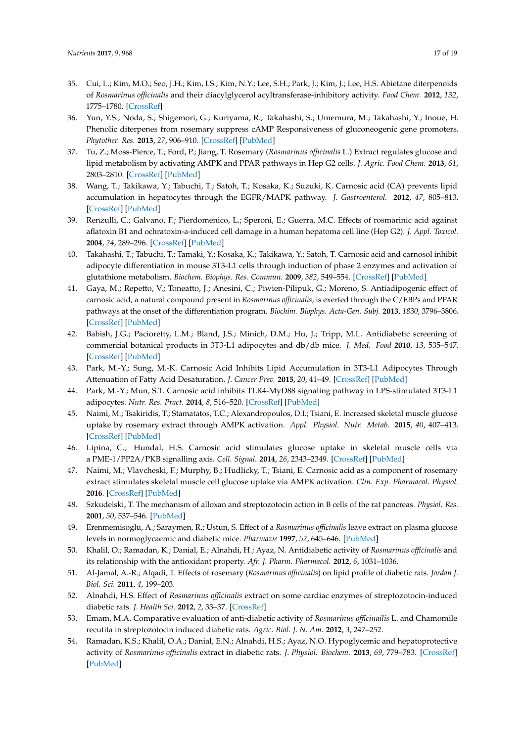35. Cui, L.; Kim, M.O.; Seo, J.H.; Kim, I.S.; Kim, N.Y.; Lee, S.H.; Park, J.; Kim, J.; Lee, H.S. Abietane diterpenoids of *Rosmarinus officinalis* and their diacylglycerol acyltransferase-inhibitory activity. *Food Chem.* **2012**, *132*, 1775–1780. [CrossRef]
36. Yun, Y.S.; Noda, S.; Shigemori, G.; Kuriyama, R.; Takahashi, S.; Umemura, M.; Takahashi, Y.; Inoue, H. Phenolic diterpenes from rosemary suppress cAMP Responsiveness of gluconeogenic gene promoters. *Phytother. Res.* **2013**, *27*, 906–910. [CrossRef] [PubMed]
37. Tu, Z.; Moss-Pierce, T.; Ford, P.; Jiang, T. Rosemary (*Rosmarinus officinalis* L.) Extract regulates glucose and lipid metabolism by activating AMPK and PPAR pathways in Hep G2 cells. *J. Agric. Food Chem.* **2013**, *61*, 2803–2810. [CrossRef] [PubMed]
38. Wang, T.; Takikawa, Y.; Tabuchi, T.; Satoh, T.; Kosaka, K.; Suzuki, K. Carnosic acid (CA) prevents lipid accumulation in hepatocytes through the EGFR/MAPK pathway. *J. Gastroenterol.* **2012**, *47*, 805–813. [CrossRef] [PubMed]
39. Renzulli, C.; Galvano, F.; Pierdomenico, L.; Speroni, E.; Guerra, M.C. Effects of rosmarinic acid against aflatoxin B1 and ochratoxin-a-induced cell damage in a human hepatoma cell line (Hep G2). *J. Appl. Toxicol.* **2004**, *24*, 289–296. [CrossRef] [PubMed]
40. Takahashi, T.; Tabuchi, T.; Tamaki, Y.; Kosaka, K.; Takikawa, Y.; Satoh, T. Carnosic acid and carnosol inhibit adipocyte differentiation in mouse 3T3-L1 cells through induction of phase 2 enzymes and activation of glutathione metabolism. *Biochem. Biophys. Res. Commun.* **2009**, *382*, 549–554. [CrossRef] [PubMed]
41. Gaya, M.; Repetto, V.; Toneatto, J.; Anesini, C.; Piwien-Pilipuk, G.; Moreno, S. Antiadipogenic effect of carnosic acid, a natural compound present in *Rosmarinus officinalis*, is exerted through the C/EBPs and PPAR pathways at the onset of the differentiation program. *Biochim. Biophys. Acta-Gen. Subj.* **2013**, *1830*, 3796–3806. [CrossRef] [PubMed]
42. Babish, J.G.; Pacioretty, L.M.; Bland, J.S.; Minich, D.M.; Hu, J.; Tripp, M.L. Antidiabetic screening of commercial botanical products in 3T3-L1 adipocytes and db/db mice. *J. Med. Food* **2010**, *13*, 535–547. [CrossRef] [PubMed]
43. Park, M.-Y.; Sung, M.-K. Carnosic Acid Inhibits Lipid Accumulation in 3T3-L1 Adipocytes Through Attenuation of Fatty Acid Desaturation. *J. Cancer Prev.* **2015**, *20*, 41–49. [CrossRef] [PubMed]
44. Park, M.-Y.; Mun, S.T. Carnosic acid inhibits TLR4-MyD88 signaling pathway in LPS-stimulated 3T3-L1 adipocytes. *Nutr. Res. Pract.* **2014**, *8*, 516–520. [CrossRef] [PubMed]
45. Naimi, M.; Tsakiridis, T.; Stamatatos, T.C.; Alexandropoulos, D.I.; Tsiani, E. Increased skeletal muscle glucose uptake by rosemary extract through AMPK activation. *Appl. Physiol. Nutr. Metab.* **2015**, *40*, 407–413. [CrossRef] [PubMed]
46. Lipina, C.; Hundal, H.S. Carnosic acid stimulates glucose uptake in skeletal muscle cells via a PME-1/PP2A/PKB signalling axis. *Cell. Signal.* **2014**, *26*, 2343–2349. [CrossRef] [PubMed]
47. Naimi, M.; Vlavcheski, F.; Murphy, B.; Hudlicky, T.; Tsiani, E. Carnosic acid as a component of rosemary extract stimulates skeletal muscle cell glucose uptake via AMPK activation. *Clin. Exp. Pharmacol. Physiol.* **2016**. [CrossRef] [PubMed]
48. Szkudelski, T. The mechanism of alloxan and streptozotocin action in B cells of the rat pancreas. *Physiol. Res.* **2001**, *50*, 537–546. [PubMed]
49. Erenmemisoglu, A.; Saraymen, R.; Ustun, S. Effect of a *Rosmarinus officinalis* leave extract on plasma glucose levels in normoglycaemic and diabetic mice. *Pharmazie* **1997**, *52*, 645–646. [PubMed]
50. Khalil, O.; Ramadan, K.; Danial, E.; Alnahdi, H.; Ayaz, N. Antidiabetic activity of *Rosmarinus officinalis* and its relationship with the antioxidant property. *Afr. J. Pharm. Pharmacol.* **2012**, *6*, 1031–1036.
51. Al-Jamal, A.-R.; Alqadi, T. Effects of rosemary (*Rosmarinus officinalis*) on lipid profile of diabetic rats. *Jordan J. Biol. Sci.* **2011**, *4*, 199–203.
52. Alnahdi, H.S. Effect of *Rosmarinus officinalis* extract on some cardiac enzymes of streptozotocin-induced diabetic rats. *J. Health Sci.* **2012**, *2*, 33–37. [CrossRef]
53. Emam, M.A. Comparative evaluation of anti-diabetic activity of *Rosmarinus officinailis* L. and Chamomile recutita in streptozotocin induced diabetic rats. *Agric. Biol. J. N. Am.* **2012**, *3*, 247–252.
54. Ramadan, K.S.; Khalil, O.A.; Danial, E.N.; Alnahdi, H.S.; Ayaz, N.O. Hypoglycemic and hepatoprotective activity of *Rosmarinus officinalis* extract in diabetic rats. *J. Physiol. Biochem.* **2013**, *69*, 779–783. [CrossRef] [PubMed]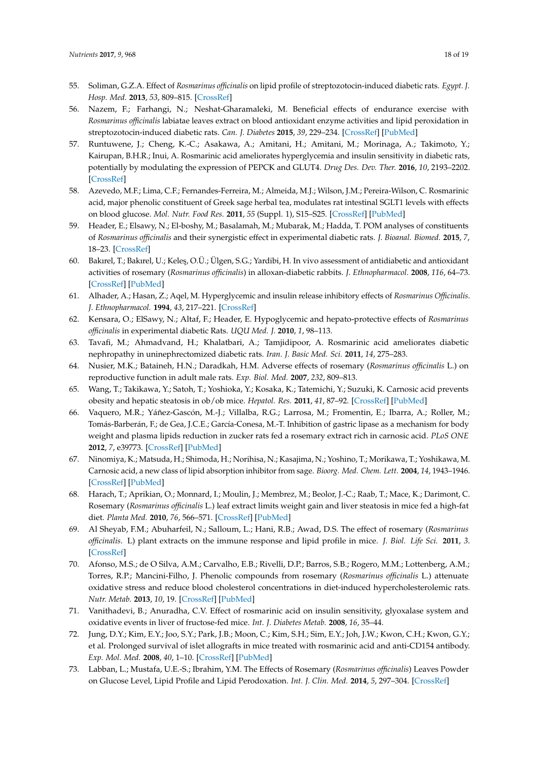55. Soliman, G.Z.A. Effect of *Rosmarinus officinalis* on lipid profile of streptozotocin-induced diabetic rats. *Egypt. J. Hosp. Med.* **2013**, *53*, 809–815. [CrossRef]
56. Nazem, F.; Farhangi, N.; Neshat-Gharamaleki, M. Beneficial effects of endurance exercise with *Rosmarinus officinalis* labiatae leaves extract on blood antioxidant enzyme activities and lipid peroxidation in streptozotocin-induced diabetic rats. *Can. J. Diabetes* **2015**, *39*, 229–234. [CrossRef] [PubMed]
57. Runtuwene, J.; Cheng, K.-C.; Asakawa, A.; Amitani, H.; Amitani, M.; Morinaga, A.; Takimoto, Y.; Kairupan, B.H.R.; Inui, A. Rosmarinic acid ameliorates hyperglycemia and insulin sensitivity in diabetic rats, potentially by modulating the expression of PEPCK and GLUT4. *Drug Des. Dev. Ther.* **2016**, *10*, 2193–2202. [CrossRef]
58. Azevedo, M.F.; Lima, C.F.; Fernandes-Ferreira, M.; Almeida, M.J.; Wilson, J.M.; Pereira-Wilson, C. Rosmarinic acid, major phenolic constituent of Greek sage herbal tea, modulates rat intestinal SGLT1 levels with effects on blood glucose. *Mol. Nutr. Food Res.* **2011**, *55* (Suppl. 1), S15–S25. [CrossRef] [PubMed]
59. Header, E.; Elsawy, N.; El-boshy, M.; Basalamah, M.; Mubarak, M.; Hadda, T. POM analyses of constituents of *Rosmarinus officinalis* and their synergistic effect in experimental diabetic rats. *J. Bioanal. Biomed.* **2015**, *7*, 18–23. [CrossRef]
60. Bakırel, T.; Bakırel, U.; Keleş, O.Ü.; Ülgen, S.G.; Yardibi, H. In vivo assessment of antidiabetic and antioxidant activities of rosemary (*Rosmarinus officinalis*) in alloxan-diabetic rabbits. *J. Ethnopharmacol.* **2008**, *116*, 64–73. [CrossRef] [PubMed]
61. Alhader, A.; Hasan, Z.; Aqel, M. Hyperglycemic and insulin release inhibitory effects of *Rosmarinus Officinalis*. *J. Ethnopharmacol.* **1994**, *43*, 217–221. [CrossRef]
62. Kensara, O.; ElSawy, N.; Altaf, F.; Header, E. Hypoglycemic and hepato-protective effects of *Rosmarinus officinalis* in experimental diabetic Rats. *UQU Med. J.* **2010**, *1*, 98–113.
63. Tavafi, M.; Ahmadvand, H.; Khalatbari, A.; Tamjidipoor, A. Rosmarinic acid ameliorates diabetic nephropathy in uninephrectomized diabetic rats. *Iran. J. Basic Med. Sci.* **2011**, *14*, 275–283.
64. Nusier, M.K.; Bataineh, H.N.; Daradkah, H.M. Adverse effects of rosemary (*Rosmarinus officinalis* L.) on reproductive function in adult male rats. *Exp. Biol. Med.* **2007**, *232*, 809–813.
65. Wang, T.; Takikawa, Y.; Satoh, T.; Yoshioka, Y.; Kosaka, K.; Tatemichi, Y.; Suzuki, K. Carnosic acid prevents obesity and hepatic steatosis in ob/ob mice. *Hepatol. Res.* **2011**, *41*, 87–92. [CrossRef] [PubMed]
66. Vaquero, M.R.; Yáñez-Gascón, M.-J.; Villalba, R.G.; Larrosa, M.; Fromentin, E.; Ibarra, A.; Roller, M.; Tomás-Barberán, F.; de Gea, J.C.E.; García-Conesa, M.-T. Inhibition of gastric lipase as a mechanism for body weight and plasma lipids reduction in zucker rats fed a rosemary extract rich in carnosic acid. *PLoS ONE* **2012**, *7*, e39773. [CrossRef] [PubMed]
67. Ninomiya, K.; Matsuda, H.; Shimoda, H.; Norihisa, N.; Kasajima, N.; Yoshino, T.; Morikawa, T.; Yoshikawa, M. Carnosic acid, a new class of lipid absorption inhibitor from sage. *Bioorg. Med. Chem. Lett.* **2004**, *14*, 1943–1946. [CrossRef] [PubMed]
68. Harach, T.; Aprikian, O.; Monnard, I.; Moulin, J.; Membrez, M.; Beolor, J.-C.; Raab, T.; Mace, K.; Darimont, C. Rosemary (*Rosmarinus officinalis* L.) leaf extract limits weight gain and liver steatosis in mice fed a high-fat diet. *Planta Med.* **2010**, *76*, 566–571. [CrossRef] [PubMed]
69. Al Sheyab, F.M.; Abuharfeil, N.; Salloum, L.; Hani, R.B.; Awad, D.S. The effect of rosemary (*Rosmarinus officinalis*. L) plant extracts on the immune response and lipid profile in mice. *J. Biol. Life Sci.* **2011**, *3*. [CrossRef]
70. Afonso, M.S.; de O Silva, A.M.; Carvalho, E.B.; Rivelli, D.P.; Barros, S.B.; Rogero, M.M.; Lottenberg, A.M.; Torres, R.P.; Mancini-Filho, J. Phenolic compounds from rosemary (*Rosmarinus officinalis* L.) attenuate oxidative stress and reduce blood cholesterol concentrations in diet-induced hypercholesterolemic rats. *Nutr. Metab.* **2013**, *10*, 19. [CrossRef] [PubMed]
71. Vanithadevi, B.; Anuradha, C.V. Effect of rosmarinic acid on insulin sensitivity, glyoxalase system and oxidative events in liver of fructose-fed mice. *Int. J. Diabetes Metab.* **2008**, *16*, 35–44.
72. Jung, D.Y.; Kim, E.Y.; Joo, S.Y.; Park, J.B.; Moon, C.; Kim, S.H.; Sim, E.Y.; Joh, J.W.; Kwon, C.H.; Kwon, G.Y.; et al. Prolonged survival of islet allografts in mice treated with rosmarinic acid and anti-CD154 antibody. *Exp. Mol. Med.* **2008**, *40*, 1–10. [CrossRef] [PubMed]
73. Labban, L.; Mustafa, U.E.-S.; Ibrahim, Y.M. The Effects of Rosemary (*Rosmarinus officinalis*) Leaves Powder on Glucose Level, Lipid Profile and Lipid Perodoxation. *Int. J. Clin. Med.* **2014**, *5*, 297–304. [CrossRef]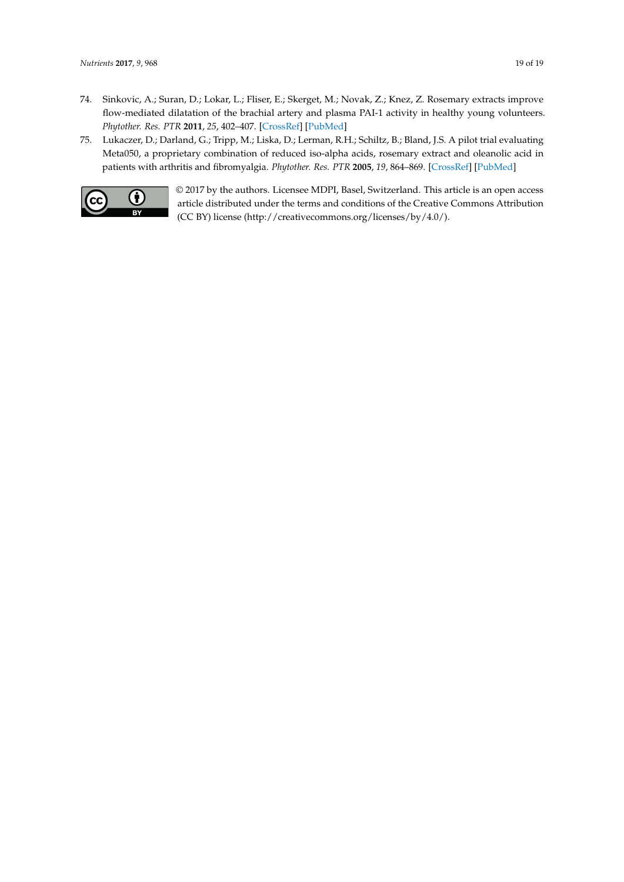74. Sinkovic, A.; Suran, D.; Lokar, L.; Fliser, E.; Skerget, M.; Novak, Z.; Knez, Z. Rosemary extracts improve flow-mediated dilatation of the brachial artery and plasma PAI-1 activity in healthy young volunteers. *Phytother. Res. PTR* **2011**, *25*, 402–407. [CrossRef] [PubMed]
75. Lukaczer, D.; Darland, G.; Tripp, M.; Liska, D.; Lerman, R.H.; Schiltz, B.; Bland, J.S. A pilot trial evaluating Meta050, a proprietary combination of reduced iso-alpha acids, rosemary extract and oleanolic acid in patients with arthritis and fibromyalgia. *Phytother. Res. PTR* **2005**, *19*, 864–869. [CrossRef] [PubMed]

© 2017 by the authors. Licensee MDPI, Basel, Switzerland. This article is an open access article distributed under the terms and conditions of the Creative Commons Attribution (CC BY) license (http://creativecommons.org/licenses/by/4.0/).